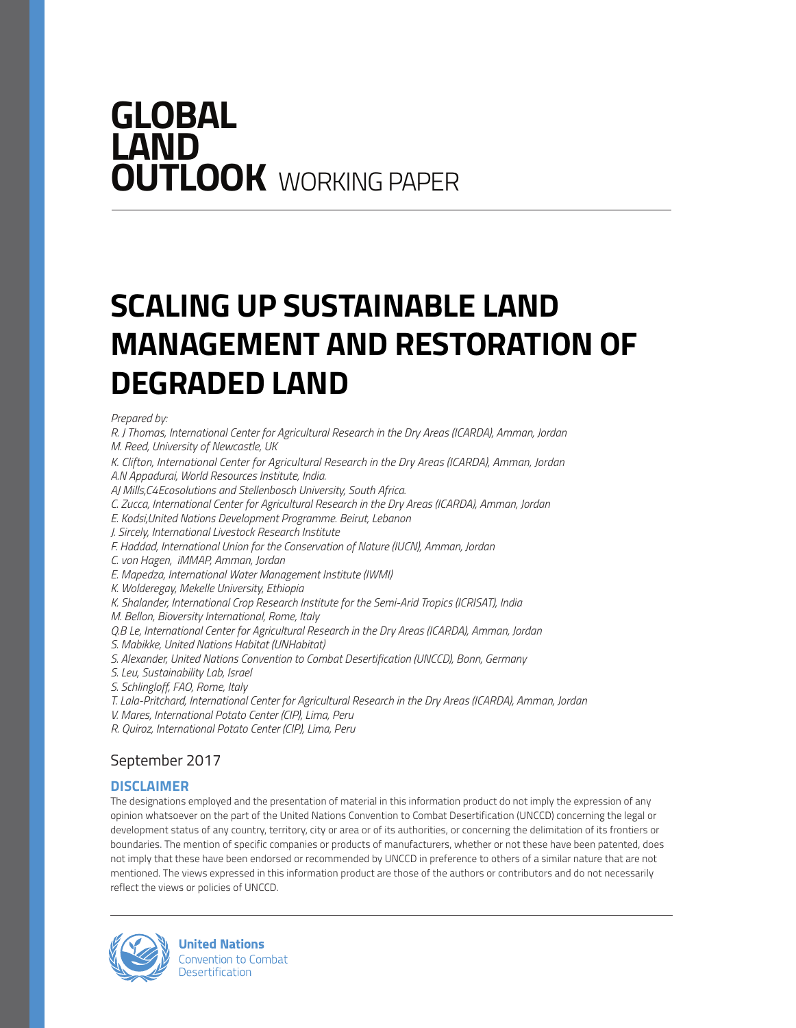# GLOBAL LAND OUTLOOK WORKING PAPER

# SCALING UP SUSTAINABLE LAND MANAGEMENT AND RESTORATION OF DEGRADED LAND

*Prepared by:*

*R. J Thomas, International Center for Agricultural Research in the Dry Areas (ICARDA), Amman, Jordan*
*M. Reed, University of Newcastle, UK*
*K. Clifton, International Center for Agricultural Research in the Dry Areas (ICARDA), Amman, Jordan*
*A.N Appadurai, World Resources Institute, India.*
*AJ Mills,C4Ecosolutions and Stellenbosch University, South Africa.*
*C. Zucca, International Center for Agricultural Research in the Dry Areas (ICARDA), Amman, Jordan*
*E. Kodsi,United Nations Development Programme. Beirut, Lebanon*
*J. Sircely, International Livestock Research Institute*
*F. Haddad, International Union for the Conservation of Nature (IUCN), Amman, Jordan*
*C. von Hagen, iMMAP, Amman, Jordan*
*E. Mapedza, International Water Management Institute (IWMI)*
*K. Wolderegay, Mekelle University, Ethiopia*
*K. Shalander, International Crop Research Institute for the Semi-Arid Tropics (ICRISAT), India*
*M. Bellon, Bioversity International, Rome, Italy*
*Q.B Le, International Center for Agricultural Research in the Dry Areas (ICARDA), Amman, Jordan*
*S. Mabikke, United Nations Habitat (UNHabitat)*
*S. Alexander, United Nations Convention to Combat Desertification (UNCCD), Bonn, Germany*
*S. Leu, Sustainability Lab, Israel*
*S. Schlingloff, FAO, Rome, Italy*
*T. Lala-Pritchard, International Center for Agricultural Research in the Dry Areas (ICARDA), Amman, Jordan*
*V. Mares, International Potato Center (CIP), Lima, Peru*
*R. Quiroz, International Potato Center (CIP), Lima, Peru*

September 2017

## DISCLAIMER

The designations employed and the presentation of material in this information product do not imply the expression of any opinion whatsoever on the part of the United Nations Convention to Combat Desertification (UNCCD) concerning the legal or development status of any country, territory, city or area or of its authorities, or concerning the delimitation of its frontiers or boundaries. The mention of specific companies or products of manufacturers, whether or not these have been patented, does not imply that these have been endorsed or recommended by UNCCD in preference to others of a similar nature that are not mentioned. The views expressed in this information product are those of the authors or contributors and do not necessarily reflect the views or policies of UNCCD.

**United Nations**
Convention to Combat Desertification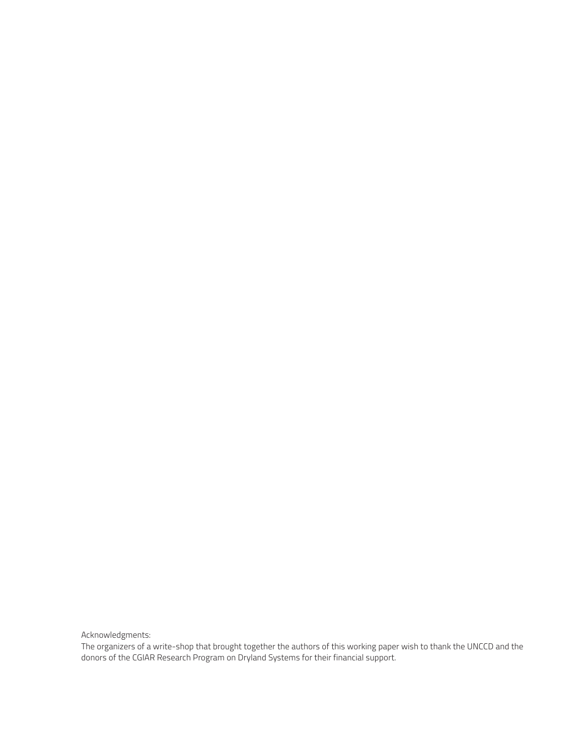Acknowledgments:

The organizers of a write-shop that brought together the authors of this working paper wish to thank the UNCCD and the donors of the CGIAR Research Program on Dryland Systems for their financial support.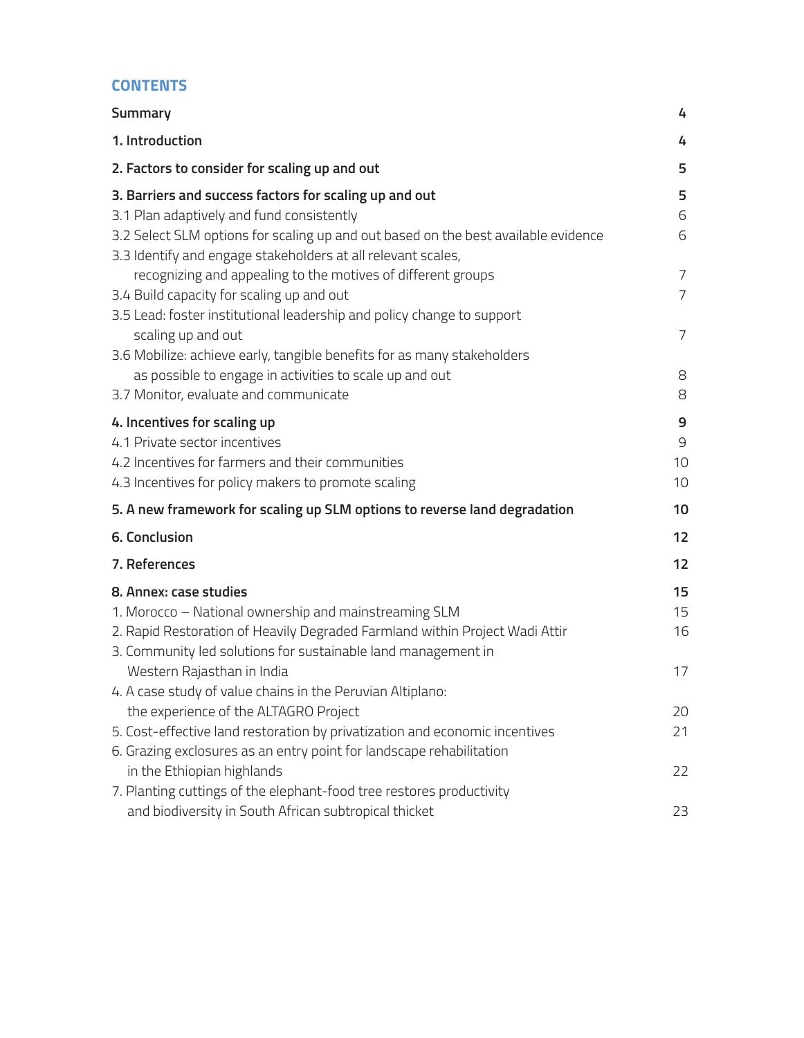## CONTENTS

| | |
|---|---|
| **Summary** | **4** |
| **1. Introduction** | **4** |
| **2. Factors to consider for scaling up and out** | **5** |
| **3. Barriers and success factors for scaling up and out** | **5** |
| 3.1 Plan adaptively and fund consistently | 6 |
| 3.2 Select SLM options for scaling up and out based on the best available evidence | 6 |
| 3.3 Identify and engage stakeholders at all relevant scales, recognizing and appealing to the motives of different groups | 7 |
| 3.4 Build capacity for scaling up and out | 7 |
| 3.5 Lead: foster institutional leadership and policy change to support scaling up and out | 7 |
| 3.6 Mobilize: achieve early, tangible benefits for as many stakeholders as possible to engage in activities to scale up and out | 8 |
| 3.7 Monitor, evaluate and communicate | 8 |
| **4. Incentives for scaling up** | **9** |
| 4.1 Private sector incentives | 9 |
| 4.2 Incentives for farmers and their communities | 10 |
| 4.3 Incentives for policy makers to promote scaling | 10 |
| **5. A new framework for scaling up SLM options to reverse land degradation** | **10** |
| **6. Conclusion** | **12** |
| **7. References** | **12** |
| **8. Annex: case studies** | **15** |
| 1. Morocco – National ownership and mainstreaming SLM | 15 |
| 2. Rapid Restoration of Heavily Degraded Farmland within Project Wadi Attir | 16 |
| 3. Community led solutions for sustainable land management in Western Rajasthan in India | 17 |
| 4. A case study of value chains in the Peruvian Altiplano: the experience of the ALTAGRO Project | 20 |
| 5. Cost-effective land restoration by privatization and economic incentives | 21 |
| 6. Grazing exclosures as an entry point for landscape rehabilitation in the Ethiopian highlands | 22 |
| 7. Planting cuttings of the elephant-food tree restores productivity and biodiversity in South African subtropical thicket | 23 |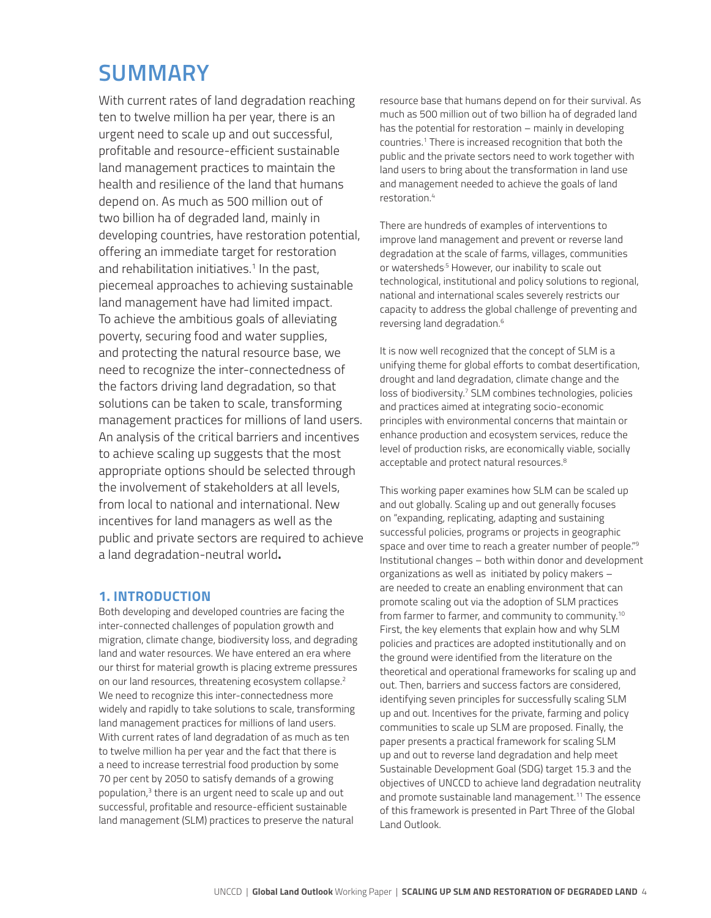# SUMMARY

With current rates of land degradation reaching ten to twelve million ha per year, there is an urgent need to scale up and out successful, profitable and resource-efficient sustainable land management practices to maintain the health and resilience of the land that humans depend on. As much as 500 million out of two billion ha of degraded land, mainly in developing countries, have restoration potential, offering an immediate target for restoration and rehabilitation initiatives.[1] In the past, piecemeal approaches to achieving sustainable land management have had limited impact. To achieve the ambitious goals of alleviating poverty, securing food and water supplies, and protecting the natural resource base, we need to recognize the inter-connectedness of the factors driving land degradation, so that solutions can be taken to scale, transforming management practices for millions of land users. An analysis of the critical barriers and incentives to achieve scaling up suggests that the most appropriate options should be selected through the involvement of stakeholders at all levels, from local to national and international. New incentives for land managers as well as the public and private sectors are required to achieve a land degradation-neutral world**.**

## 1. INTRODUCTION

Both developing and developed countries are facing the inter-connected challenges of population growth and migration, climate change, biodiversity loss, and degrading land and water resources. We have entered an era where our thirst for material growth is placing extreme pressures on our land resources, threatening ecosystem collapse.[2] We need to recognize this inter-connectedness more widely and rapidly to take solutions to scale, transforming land management practices for millions of land users. With current rates of land degradation of as much as ten to twelve million ha per year and the fact that there is a need to increase terrestrial food production by some 70 per cent by 2050 to satisfy demands of a growing population,[3] there is an urgent need to scale up and out successful, profitable and resource-efficient sustainable land management (SLM) practices to preserve the natural resource base that humans depend on for their survival. As much as 500 million out of two billion ha of degraded land has the potential for restoration – mainly in developing countries.[1] There is increased recognition that both the public and the private sectors need to work together with land users to bring about the transformation in land use and management needed to achieve the goals of land restoration.[4]

There are hundreds of examples of interventions to improve land management and prevent or reverse land degradation at the scale of farms, villages, communities or watersheds.[5] However, our inability to scale out technological, institutional and policy solutions to regional, national and international scales severely restricts our capacity to address the global challenge of preventing and reversing land degradation.[6]

It is now well recognized that the concept of SLM is a unifying theme for global efforts to combat desertification, drought and land degradation, climate change and the loss of biodiversity.[7] SLM combines technologies, policies and practices aimed at integrating socio-economic principles with environmental concerns that maintain or enhance production and ecosystem services, reduce the level of production risks, are economically viable, socially acceptable and protect natural resources.[8]

This working paper examines how SLM can be scaled up and out globally. Scaling up and out generally focuses on "expanding, replicating, adapting and sustaining successful policies, programs or projects in geographic space and over time to reach a greater number of people."[9] Institutional changes – both within donor and development organizations as well as initiated by policy makers – are needed to create an enabling environment that can promote scaling out via the adoption of SLM practices from farmer to farmer, and community to community.[10] First, the key elements that explain how and why SLM policies and practices are adopted institutionally and on the ground were identified from the literature on the theoretical and operational frameworks for scaling up and out. Then, barriers and success factors are considered, identifying seven principles for successfully scaling SLM up and out. Incentives for the private, farming and policy communities to scale up SLM are proposed. Finally, the paper presents a practical framework for scaling SLM up and out to reverse land degradation and help meet Sustainable Development Goal (SDG) target 15.3 and the objectives of UNCCD to achieve land degradation neutrality and promote sustainable land management.[11] The essence of this framework is presented in Part Three of the Global Land Outlook.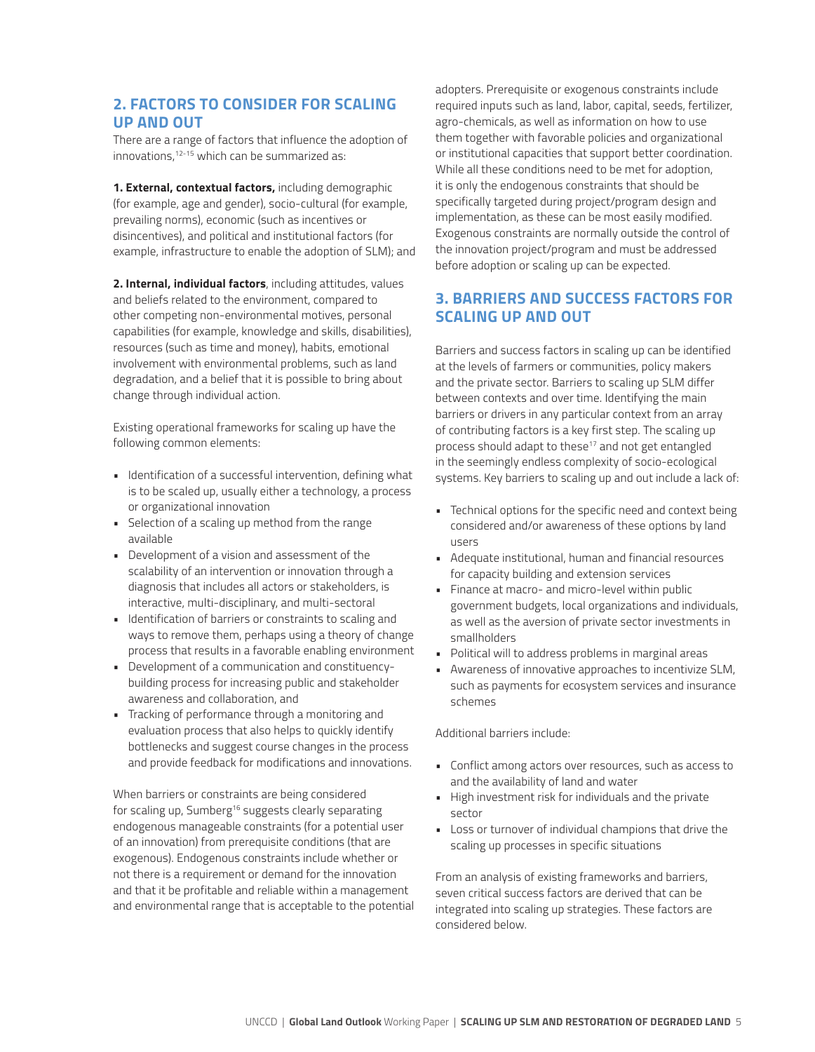## 2. FACTORS TO CONSIDER FOR SCALING UP AND OUT

There are a range of factors that influence the adoption of innovations,[12–15] which can be summarized as:

**1. External, contextual factors,** including demographic (for example, age and gender), socio-cultural (for example, prevailing norms), economic (such as incentives or disincentives), and political and institutional factors (for example, infrastructure to enable the adoption of SLM); and

**2. Internal, individual factors**, including attitudes, values and beliefs related to the environment, compared to other competing non-environmental motives, personal capabilities (for example, knowledge and skills, disabilities), resources (such as time and money), habits, emotional involvement with environmental problems, such as land degradation, and a belief that it is possible to bring about change through individual action.

Existing operational frameworks for scaling up have the following common elements:

- Identification of a successful intervention, defining what is to be scaled up, usually either a technology, a process or organizational innovation
- Selection of a scaling up method from the range available
- Development of a vision and assessment of the scalability of an intervention or innovation through a diagnosis that includes all actors or stakeholders, is interactive, multi-disciplinary, and multi-sectoral
- Identification of barriers or constraints to scaling and ways to remove them, perhaps using a theory of change process that results in a favorable enabling environment
- Development of a communication and constituency-building process for increasing public and stakeholder awareness and collaboration, and
- Tracking of performance through a monitoring and evaluation process that also helps to quickly identify bottlenecks and suggest course changes in the process and provide feedback for modifications and innovations.

When barriers or constraints are being considered for scaling up, Sumberg[16] suggests clearly separating endogenous manageable constraints (for a potential user of an innovation) from prerequisite conditions (that are exogenous). Endogenous constraints include whether or not there is a requirement or demand for the innovation and that it be profitable and reliable within a management and environmental range that is acceptable to the potential adopters. Prerequisite or exogenous constraints include required inputs such as land, labor, capital, seeds, fertilizer, agro-chemicals, as well as information on how to use them together with favorable policies and organizational or institutional capacities that support better coordination. While all these conditions need to be met for adoption, it is only the endogenous constraints that should be specifically targeted during project/program design and implementation, as these can be most easily modified. Exogenous constraints are normally outside the control of the innovation project/program and must be addressed before adoption or scaling up can be expected.

## 3. BARRIERS AND SUCCESS FACTORS FOR SCALING UP AND OUT

Barriers and success factors in scaling up can be identified at the levels of farmers or communities, policy makers and the private sector. Barriers to scaling up SLM differ between contexts and over time. Identifying the main barriers or drivers in any particular context from an array of contributing factors is a key first step. The scaling up process should adapt to these[17] and not get entangled in the seemingly endless complexity of socio-ecological systems. Key barriers to scaling up and out include a lack of:

- Technical options for the specific need and context being considered and/or awareness of these options by land users
- Adequate institutional, human and financial resources for capacity building and extension services
- Finance at macro- and micro-level within public government budgets, local organizations and individuals, as well as the aversion of private sector investments in smallholders
- Political will to address problems in marginal areas
- Awareness of innovative approaches to incentivize SLM, such as payments for ecosystem services and insurance schemes

Additional barriers include:

- Conflict among actors over resources, such as access to and the availability of land and water
- High investment risk for individuals and the private sector
- Loss or turnover of individual champions that drive the scaling up processes in specific situations

From an analysis of existing frameworks and barriers, seven critical success factors are derived that can be integrated into scaling up strategies. These factors are considered below.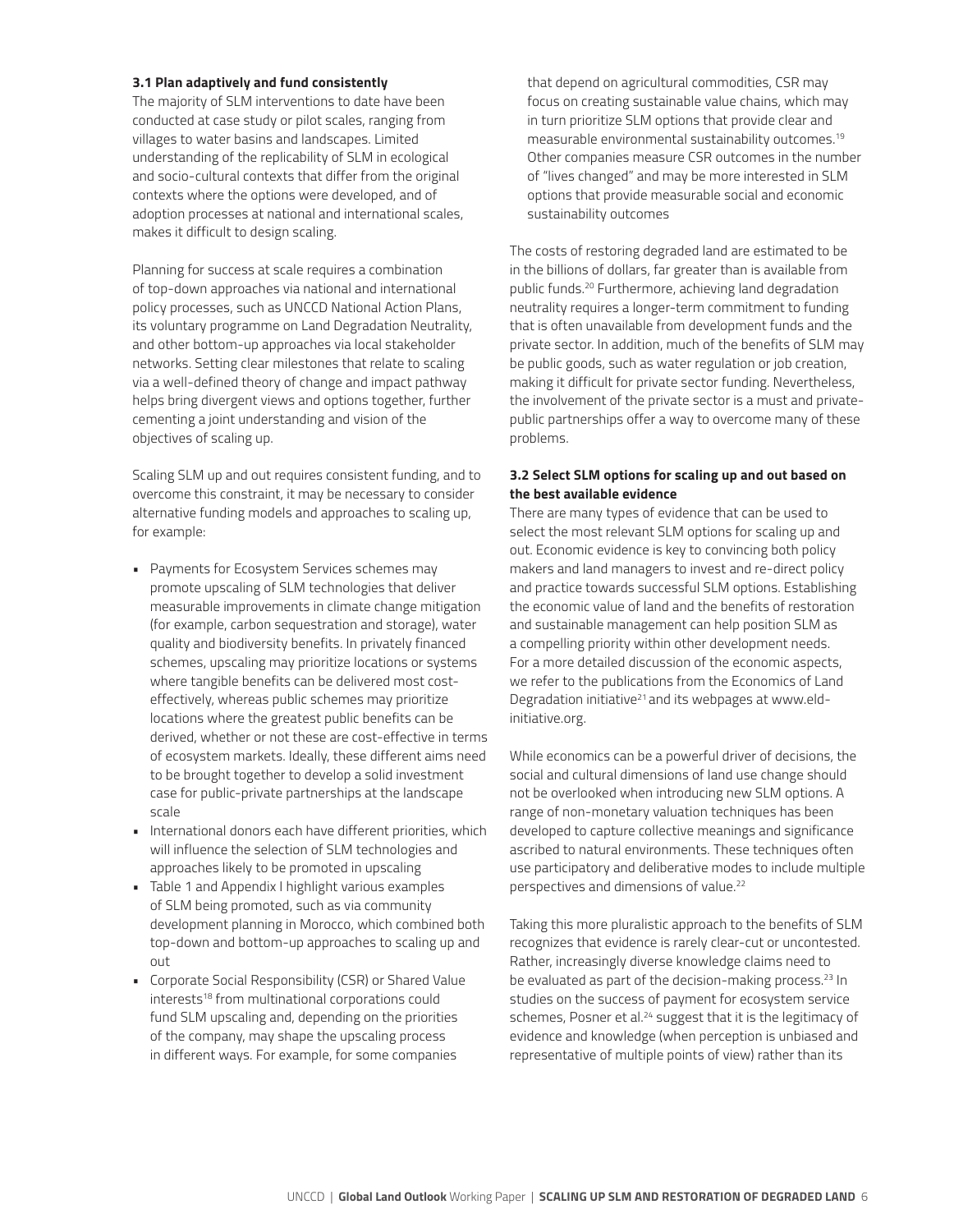### 3.1 Plan adaptively and fund consistently

The majority of SLM interventions to date have been conducted at case study or pilot scales, ranging from villages to water basins and landscapes. Limited understanding of the replicability of SLM in ecological and socio-cultural contexts that differ from the original contexts where the options were developed, and of adoption processes at national and international scales, makes it difficult to design scaling.

Planning for success at scale requires a combination of top-down approaches via national and international policy processes, such as UNCCD National Action Plans, its voluntary programme on Land Degradation Neutrality, and other bottom-up approaches via local stakeholder networks. Setting clear milestones that relate to scaling via a well-defined theory of change and impact pathway helps bring divergent views and options together, further cementing a joint understanding and vision of the objectives of scaling up.

Scaling SLM up and out requires consistent funding, and to overcome this constraint, it may be necessary to consider alternative funding models and approaches to scaling up, for example:

- Payments for Ecosystem Services schemes may promote upscaling of SLM technologies that deliver measurable improvements in climate change mitigation (for example, carbon sequestration and storage), water quality and biodiversity benefits. In privately financed schemes, upscaling may prioritize locations or systems where tangible benefits can be delivered most cost-effectively, whereas public schemes may prioritize locations where the greatest public benefits can be derived, whether or not these are cost-effective in terms of ecosystem markets. Ideally, these different aims need to be brought together to develop a solid investment case for public-private partnerships at the landscape scale
- International donors each have different priorities, which will influence the selection of SLM technologies and approaches likely to be promoted in upscaling
- Table 1 and Appendix I highlight various examples of SLM being promoted, such as via community development planning in Morocco, which combined both top-down and bottom-up approaches to scaling up and out
- Corporate Social Responsibility (CSR) or Shared Value interests[18] from multinational corporations could fund SLM upscaling and, depending on the priorities of the company, may shape the upscaling process in different ways. For example, for some companies that depend on agricultural commodities, CSR may focus on creating sustainable value chains, which may in turn prioritize SLM options that provide clear and measurable environmental sustainability outcomes.[19] Other companies measure CSR outcomes in the number of "lives changed" and may be more interested in SLM options that provide measurable social and economic sustainability outcomes

The costs of restoring degraded land are estimated to be in the billions of dollars, far greater than is available from public funds.[20] Furthermore, achieving land degradation neutrality requires a longer-term commitment to funding that is often unavailable from development funds and the private sector. In addition, much of the benefits of SLM may be public goods, such as water regulation or job creation, making it difficult for private sector funding. Nevertheless, the involvement of the private sector is a must and private-public partnerships offer a way to overcome many of these problems.

### 3.2 Select SLM options for scaling up and out based on the best available evidence

There are many types of evidence that can be used to select the most relevant SLM options for scaling up and out. Economic evidence is key to convincing both policy makers and land managers to invest and re-direct policy and practice towards successful SLM options. Establishing the economic value of land and the benefits of restoration and sustainable management can help position SLM as a compelling priority within other development needs. For a more detailed discussion of the economic aspects, we refer to the publications from the Economics of Land Degradation initiative[21] and its webpages at www.eld-initiative.org.

While economics can be a powerful driver of decisions, the social and cultural dimensions of land use change should not be overlooked when introducing new SLM options. A range of non-monetary valuation techniques has been developed to capture collective meanings and significance ascribed to natural environments. These techniques often use participatory and deliberative modes to include multiple perspectives and dimensions of value.[22]

Taking this more pluralistic approach to the benefits of SLM recognizes that evidence is rarely clear-cut or uncontested. Rather, increasingly diverse knowledge claims need to be evaluated as part of the decision-making process.[23] In studies on the success of payment for ecosystem service schemes, Posner et al.[24] suggest that it is the legitimacy of evidence and knowledge (when perception is unbiased and representative of multiple points of view) rather than its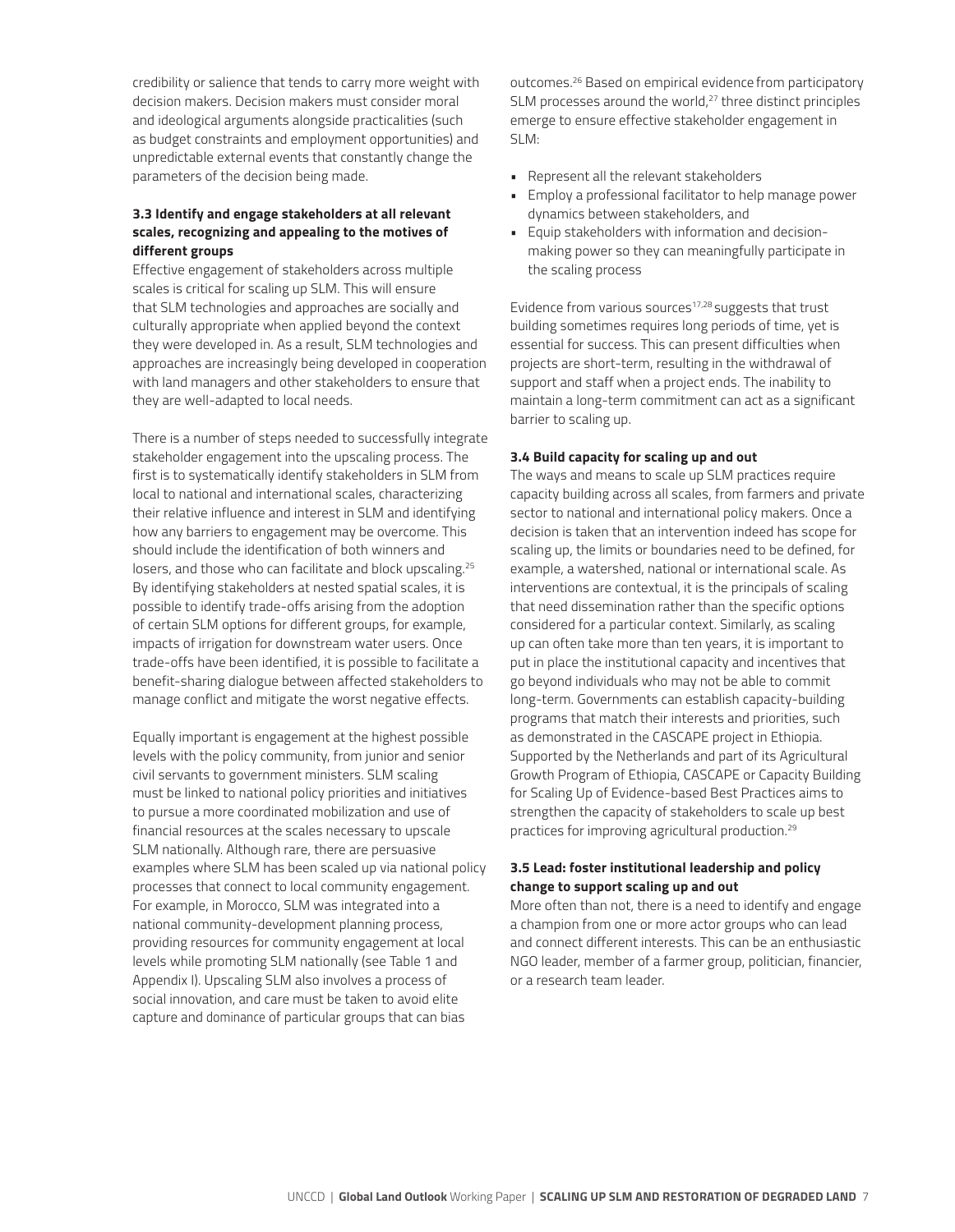credibility or salience that tends to carry more weight with decision makers. Decision makers must consider moral and ideological arguments alongside practicalities (such as budget constraints and employment opportunities) and unpredictable external events that constantly change the parameters of the decision being made.

### 3.3 Identify and engage stakeholders at all relevant scales, recognizing and appealing to the motives of different groups

Effective engagement of stakeholders across multiple scales is critical for scaling up SLM. This will ensure that SLM technologies and approaches are socially and culturally appropriate when applied beyond the context they were developed in. As a result, SLM technologies and approaches are increasingly being developed in cooperation with land managers and other stakeholders to ensure that they are well-adapted to local needs.

There is a number of steps needed to successfully integrate stakeholder engagement into the upscaling process. The first is to systematically identify stakeholders in SLM from local to national and international scales, characterizing their relative influence and interest in SLM and identifying how any barriers to engagement may be overcome. This should include the identification of both winners and losers, and those who can facilitate and block upscaling.[25] By identifying stakeholders at nested spatial scales, it is possible to identify trade-offs arising from the adoption of certain SLM options for different groups, for example, impacts of irrigation for downstream water users. Once trade-offs have been identified, it is possible to facilitate a benefit-sharing dialogue between affected stakeholders to manage conflict and mitigate the worst negative effects.

Equally important is engagement at the highest possible levels with the policy community, from junior and senior civil servants to government ministers. SLM scaling must be linked to national policy priorities and initiatives to pursue a more coordinated mobilization and use of financial resources at the scales necessary to upscale SLM nationally. Although rare, there are persuasive examples where SLM has been scaled up via national policy processes that connect to local community engagement. For example, in Morocco, SLM was integrated into a national community-development planning process, providing resources for community engagement at local levels while promoting SLM nationally (see Table 1 and Appendix I). Upscaling SLM also involves a process of social innovation, and care must be taken to avoid elite capture and dominance of particular groups that can bias outcomes.[26] Based on empirical evidence from participatory SLM processes around the world,[27] three distinct principles emerge to ensure effective stakeholder engagement in SLM:

- Represent all the relevant stakeholders
- Employ a professional facilitator to help manage power dynamics between stakeholders, and
- Equip stakeholders with information and decision-making power so they can meaningfully participate in the scaling process

Evidence from various sources[17,28] suggests that trust building sometimes requires long periods of time, yet is essential for success. This can present difficulties when projects are short-term, resulting in the withdrawal of support and staff when a project ends. The inability to maintain a long-term commitment can act as a significant barrier to scaling up.

### 3.4 Build capacity for scaling up and out

The ways and means to scale up SLM practices require capacity building across all scales, from farmers and private sector to national and international policy makers. Once a decision is taken that an intervention indeed has scope for scaling up, the limits or boundaries need to be defined, for example, a watershed, national or international scale. As interventions are contextual, it is the principals of scaling that need dissemination rather than the specific options considered for a particular context. Similarly, as scaling up can often take more than ten years, it is important to put in place the institutional capacity and incentives that go beyond individuals who may not be able to commit long-term. Governments can establish capacity-building programs that match their interests and priorities, such as demonstrated in the CASCAPE project in Ethiopia. Supported by the Netherlands and part of its Agricultural Growth Program of Ethiopia, CASCAPE or Capacity Building for Scaling Up of Evidence-based Best Practices aims to strengthen the capacity of stakeholders to scale up best practices for improving agricultural production.[29]

### 3.5 Lead: foster institutional leadership and policy change to support scaling up and out

More often than not, there is a need to identify and engage a champion from one or more actor groups who can lead and connect different interests. This can be an enthusiastic NGO leader, member of a farmer group, politician, financier, or a research team leader.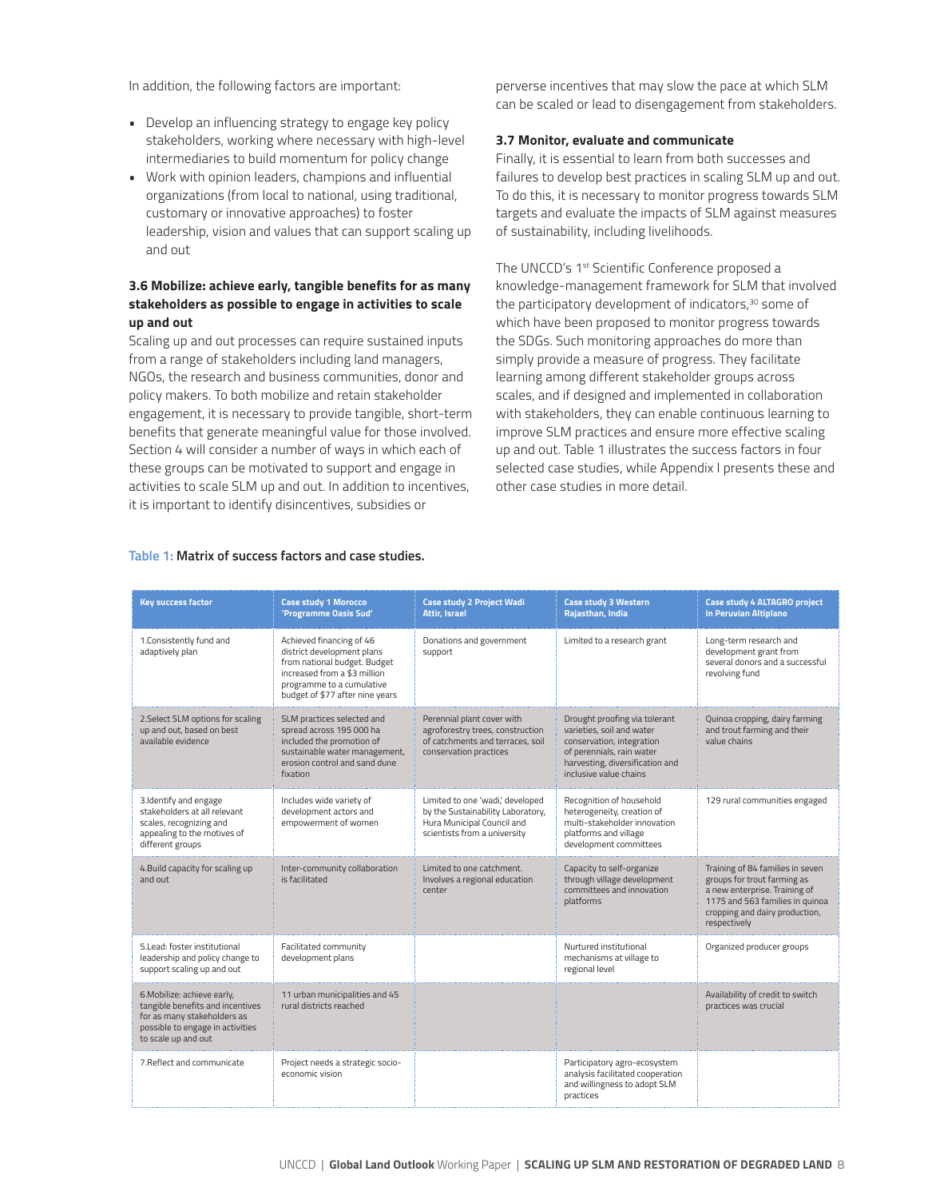In addition, the following factors are important:

- Develop an influencing strategy to engage key policy stakeholders, working where necessary with high-level intermediaries to build momentum for policy change
- Work with opinion leaders, champions and influential organizations (from local to national, using traditional, customary or innovative approaches) to foster leadership, vision and values that can support scaling up and out

### 3.6 Mobilize: achieve early, tangible benefits for as many stakeholders as possible to engage in activities to scale up and out

Scaling up and out processes can require sustained inputs from a range of stakeholders including land managers, NGOs, the research and business communities, donor and policy makers. To both mobilize and retain stakeholder engagement, it is necessary to provide tangible, short-term benefits that generate meaningful value for those involved. Section 4 will consider a number of ways in which each of these groups can be motivated to support and engage in activities to scale SLM up and out. In addition to incentives, it is important to identify disincentives, subsidies or perverse incentives that may slow the pace at which SLM can be scaled or lead to disengagement from stakeholders.

### 3.7 Monitor, evaluate and communicate

Finally, it is essential to learn from both successes and failures to develop best practices in scaling SLM up and out. To do this, it is necessary to monitor progress towards SLM targets and evaluate the impacts of SLM against measures of sustainability, including livelihoods.

The UNCCD's 1st Scientific Conference proposed a knowledge-management framework for SLM that involved the participatory development of indicators,[30] some of which have been proposed to monitor progress towards the SDGs. Such monitoring approaches do more than simply provide a measure of progress. They facilitate learning among different stakeholder groups across scales, and if designed and implemented in collaboration with stakeholders, they can enable continuous learning to improve SLM practices and ensure more effective scaling up and out. Table 1 illustrates the success factors in four selected case studies, while Appendix I presents these and other case studies in more detail.

**Table 1: Matrix of success factors and case studies.**

| Key success factor | Case study 1 Morocco 'Programme Oasis Sud' | Case study 2 Project Wadi Attir, Israel | Case study 3 Western Rajasthan, India | Case study 4 ALTAGRO project in Peruvian Altiplano |
|---|---|---|---|---|
| 1.Consistently fund and adaptively plan | Achieved financing of 46 district development plans from national budget. Budget increased from a $3 million programme to a cumulative budget of $77 after nine years | Donations and government support | Limited to a research grant | Long-term research and development grant from several donors and a successful revolving fund |
| 2.Select SLM options for scaling up and out, based on best available evidence | SLM practices selected and spread across 195 000 ha included the promotion of sustainable water management, erosion control and sand dune fixation | Perennial plant cover with agroforestry trees, construction of catchments and terraces, soil conservation practices | Drought proofing via tolerant varieties, soil and water conservation, integration of perennials, rain water harvesting, diversification and inclusive value chains | Quinoa cropping, dairy farming and trout farming and their value chains |
| 3.Identify and engage stakeholders at all relevant scales, recognizing and appealing to the motives of different groups | Includes wide variety of development actors and empowerment of women | Limited to one 'wadi,' developed by the Sustainability Laboratory, Hura Municipal Council and scientists from a university | Recognition of household heterogeneity, creation of multi-stakeholder innovation platforms and village development committees | 129 rural communities engaged |
| 4.Build capacity for scaling up and out | Inter-community collaboration is facilitated | Limited to one catchment. Involves a regional education center | Capacity to self-organize through village development committees and innovation platforms | Training of 84 families in seven groups for trout farming as a new enterprise. Training of 1175 and 563 families in quinoa cropping and dairy production, respectively |
| 5.Lead: foster institutional leadership and policy change to support scaling up and out | Facilitated community development plans | | Nurtured institutional mechanisms at village to regional level | Organized producer groups |
| 6.Mobilize: achieve early, tangible benefits and incentives for as many stakeholders as possible to engage in activities to scale up and out | 11 urban municipalities and 45 rural districts reached | | | Availability of credit to switch practices was crucial |
| 7.Reflect and communicate | Project needs a strategic socio-economic vision | | Participatory agro-ecosystem analysis facilitated cooperation and willingness to adopt SLM practices | |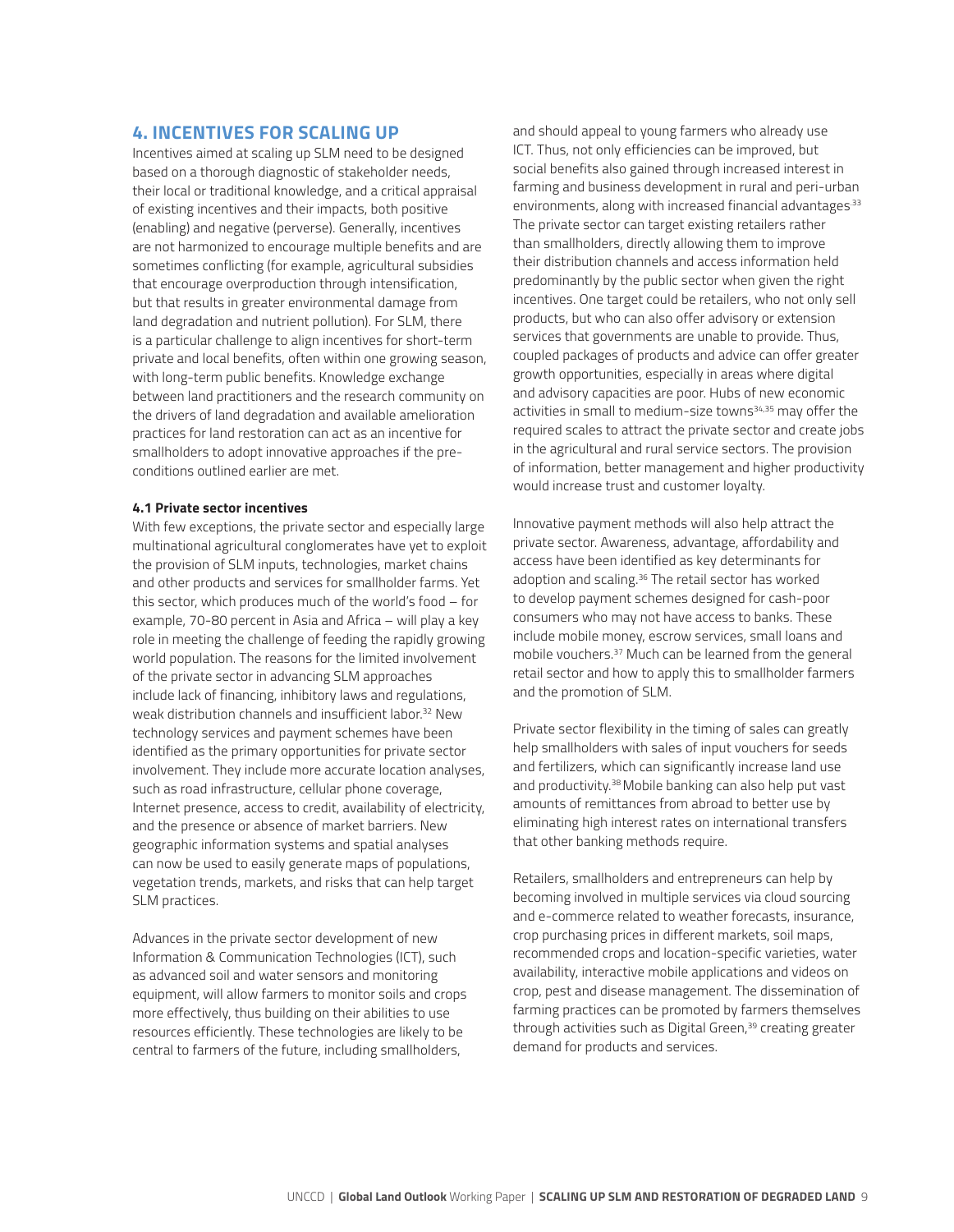## 4. INCENTIVES FOR SCALING UP

Incentives aimed at scaling up SLM need to be designed based on a thorough diagnostic of stakeholder needs, their local or traditional knowledge, and a critical appraisal of existing incentives and their impacts, both positive (enabling) and negative (perverse). Generally, incentives are not harmonized to encourage multiple benefits and are sometimes conflicting (for example, agricultural subsidies that encourage overproduction through intensification, but that results in greater environmental damage from land degradation and nutrient pollution). For SLM, there is a particular challenge to align incentives for short-term private and local benefits, often within one growing season, with long-term public benefits. Knowledge exchange between land practitioners and the research community on the drivers of land degradation and available amelioration practices for land restoration can act as an incentive for smallholders to adopt innovative approaches if the pre-conditions outlined earlier are met.

### 4.1 Private sector incentives

With few exceptions, the private sector and especially large multinational agricultural conglomerates have yet to exploit the provision of SLM inputs, technologies, market chains and other products and services for smallholder farms. Yet this sector, which produces much of the world's food – for example, 70-80 percent in Asia and Africa – will play a key role in meeting the challenge of feeding the rapidly growing world population. The reasons for the limited involvement of the private sector in advancing SLM approaches include lack of financing, inhibitory laws and regulations, weak distribution channels and insufficient labor.[32] New technology services and payment schemes have been identified as the primary opportunities for private sector involvement. They include more accurate location analyses, such as road infrastructure, cellular phone coverage, Internet presence, access to credit, availability of electricity, and the presence or absence of market barriers. New geographic information systems and spatial analyses can now be used to easily generate maps of populations, vegetation trends, markets, and risks that can help target SLM practices.

Advances in the private sector development of new Information & Communication Technologies (ICT), such as advanced soil and water sensors and monitoring equipment, will allow farmers to monitor soils and crops more effectively, thus building on their abilities to use resources efficiently. These technologies are likely to be central to farmers of the future, including smallholders, and should appeal to young farmers who already use ICT. Thus, not only efficiencies can be improved, but social benefits also gained through increased interest in farming and business development in rural and peri-urban environments, along with increased financial advantages.[33] The private sector can target existing retailers rather than smallholders, directly allowing them to improve their distribution channels and access information held predominantly by the public sector when given the right incentives. One target could be retailers, who not only sell products, but who can also offer advisory or extension services that governments are unable to provide. Thus, coupled packages of products and advice can offer greater growth opportunities, especially in areas where digital and advisory capacities are poor. Hubs of new economic activities in small to medium-size towns[34,35] may offer the required scales to attract the private sector and create jobs in the agricultural and rural service sectors. The provision of information, better management and higher productivity would increase trust and customer loyalty.

Innovative payment methods will also help attract the private sector. Awareness, advantage, affordability and access have been identified as key determinants for adoption and scaling.[36] The retail sector has worked to develop payment schemes designed for cash-poor consumers who may not have access to banks. These include mobile money, escrow services, small loans and mobile vouchers.[37] Much can be learned from the general retail sector and how to apply this to smallholder farmers and the promotion of SLM.

Private sector flexibility in the timing of sales can greatly help smallholders with sales of input vouchers for seeds and fertilizers, which can significantly increase land use and productivity.[38] Mobile banking can also help put vast amounts of remittances from abroad to better use by eliminating high interest rates on international transfers that other banking methods require.

Retailers, smallholders and entrepreneurs can help by becoming involved in multiple services via cloud sourcing and e-commerce related to weather forecasts, insurance, crop purchasing prices in different markets, soil maps, recommended crops and location-specific varieties, water availability, interactive mobile applications and videos on crop, pest and disease management. The dissemination of farming practices can be promoted by farmers themselves through activities such as Digital Green,[39] creating greater demand for products and services.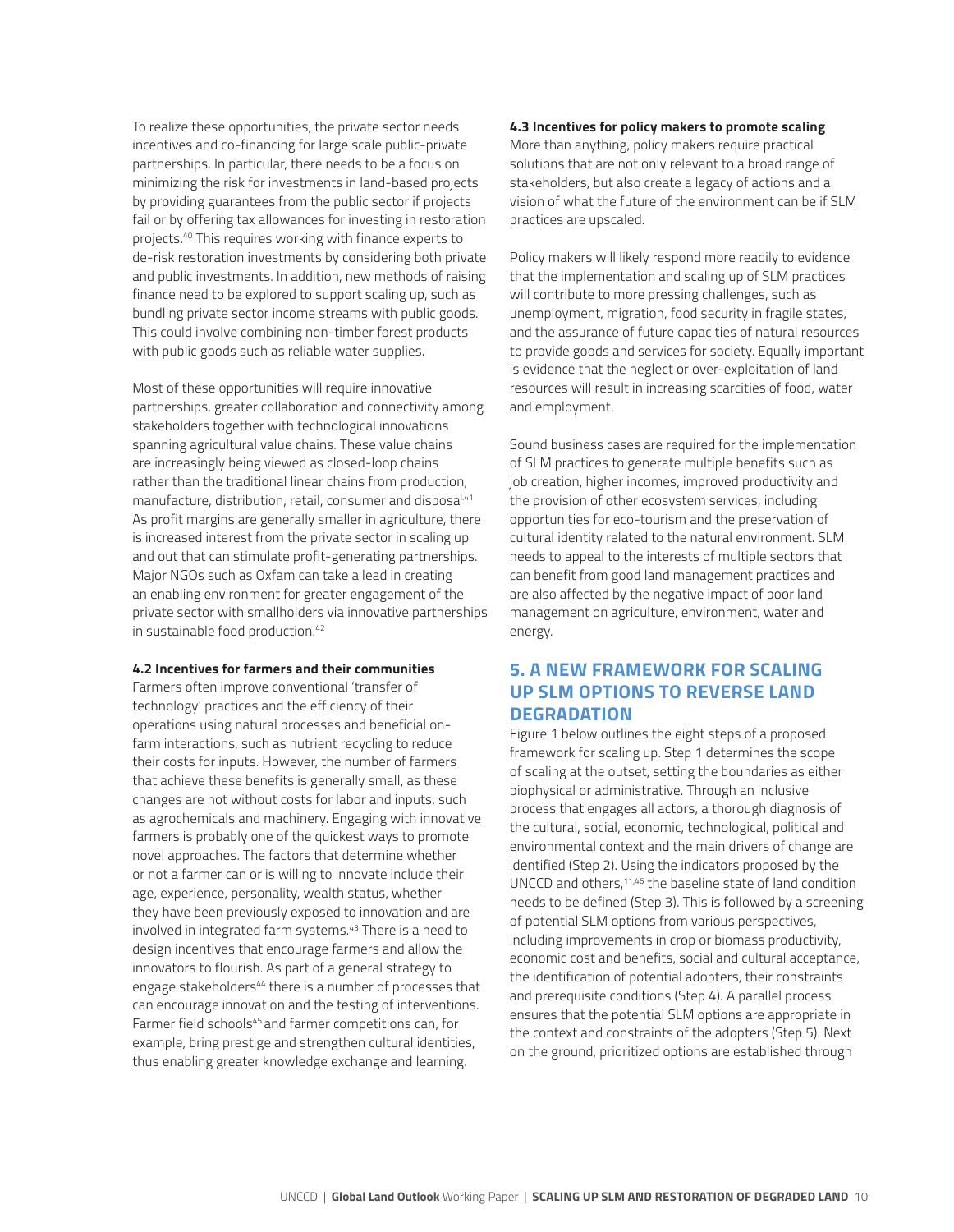To realize these opportunities, the private sector needs incentives and co-financing for large scale public-private partnerships. In particular, there needs to be a focus on minimizing the risk for investments in land-based projects by providing guarantees from the public sector if projects fail or by offering tax allowances for investing in restoration projects.[40] This requires working with finance experts to de-risk restoration investments by considering both private and public investments. In addition, new methods of raising finance need to be explored to support scaling up, such as bundling private sector income streams with public goods. This could involve combining non-timber forest products with public goods such as reliable water supplies.

Most of these opportunities will require innovative partnerships, greater collaboration and connectivity among stakeholders together with technological innovations spanning agricultural value chains. These value chains are increasingly being viewed as closed-loop chains rather than the traditional linear chains from production, manufacture, distribution, retail, consumer and disposal.[41] As profit margins are generally smaller in agriculture, there is increased interest from the private sector in scaling up and out that can stimulate profit-generating partnerships. Major NGOs such as Oxfam can take a lead in creating an enabling environment for greater engagement of the private sector with smallholders via innovative partnerships in sustainable food production.[42]

**4.2 Incentives for farmers and their communities**

Farmers often improve conventional 'transfer of technology' practices and the efficiency of their operations using natural processes and beneficial on-farm interactions, such as nutrient recycling to reduce their costs for inputs. However, the number of farmers that achieve these benefits is generally small, as these changes are not without costs for labor and inputs, such as agrochemicals and machinery. Engaging with innovative farmers is probably one of the quickest ways to promote novel approaches. The factors that determine whether or not a farmer can or is willing to innovate include their age, experience, personality, wealth status, whether they have been previously exposed to innovation and are involved in integrated farm systems.[43] There is a need to design incentives that encourage farmers and allow the innovators to flourish. As part of a general strategy to engage stakeholders[44] there is a number of processes that can encourage innovation and the testing of interventions. Farmer field schools[45] and farmer competitions can, for example, bring prestige and strengthen cultural identities, thus enabling greater knowledge exchange and learning.

**4.3 Incentives for policy makers to promote scaling**

More than anything, policy makers require practical solutions that are not only relevant to a broad range of stakeholders, but also create a legacy of actions and a vision of what the future of the environment can be if SLM practices are upscaled.

Policy makers will likely respond more readily to evidence that the implementation and scaling up of SLM practices will contribute to more pressing challenges, such as unemployment, migration, food security in fragile states, and the assurance of future capacities of natural resources to provide goods and services for society. Equally important is evidence that the neglect or over-exploitation of land resources will result in increasing scarcities of food, water and employment.

Sound business cases are required for the implementation of SLM practices to generate multiple benefits such as job creation, higher incomes, improved productivity and the provision of other ecosystem services, including opportunities for eco-tourism and the preservation of cultural identity related to the natural environment. SLM needs to appeal to the interests of multiple sectors that can benefit from good land management practices and are also affected by the negative impact of poor land management on agriculture, environment, water and energy.

## 5. A NEW FRAMEWORK FOR SCALING UP SLM OPTIONS TO REVERSE LAND DEGRADATION

Figure 1 below outlines the eight steps of a proposed framework for scaling up. Step 1 determines the scope of scaling at the outset, setting the boundaries as either biophysical or administrative. Through an inclusive process that engages all actors, a thorough diagnosis of the cultural, social, economic, technological, political and environmental context and the main drivers of change are identified (Step 2). Using the indicators proposed by the UNCCD and others,[11,46] the baseline state of land condition needs to be defined (Step 3). This is followed by a screening of potential SLM options from various perspectives, including improvements in crop or biomass productivity, economic cost and benefits, social and cultural acceptance, the identification of potential adopters, their constraints and prerequisite conditions (Step 4). A parallel process ensures that the potential SLM options are appropriate in the context and constraints of the adopters (Step 5). Next on the ground, prioritized options are established through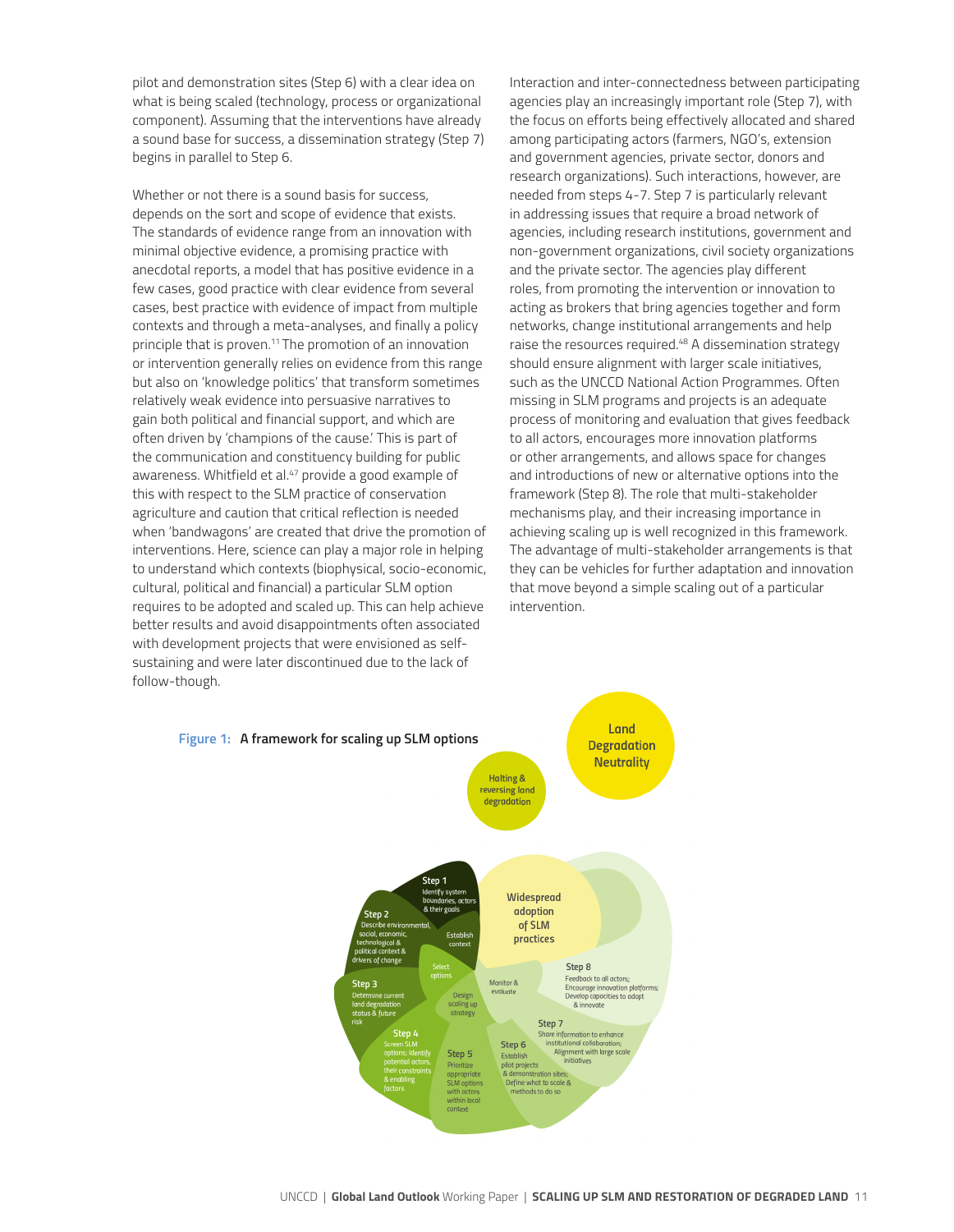pilot and demonstration sites (Step 6) with a clear idea on what is being scaled (technology, process or organizational component). Assuming that the interventions have already a sound base for success, a dissemination strategy (Step 7) begins in parallel to Step 6.

Whether or not there is a sound basis for success, depends on the sort and scope of evidence that exists. The standards of evidence range from an innovation with minimal objective evidence, a promising practice with anecdotal reports, a model that has positive evidence in a few cases, good practice with clear evidence from several cases, best practice with evidence of impact from multiple contexts and through a meta-analyses, and finally a policy principle that is proven.[11] The promotion of an innovation or intervention generally relies on evidence from this range but also on 'knowledge politics' that transform sometimes relatively weak evidence into persuasive narratives to gain both political and financial support, and which are often driven by 'champions of the cause.' This is part of the communication and constituency building for public awareness. Whitfield et al.[47] provide a good example of this with respect to the SLM practice of conservation agriculture and caution that critical reflection is needed when 'bandwagons' are created that drive the promotion of interventions. Here, science can play a major role in helping to understand which contexts (biophysical, socio-economic, cultural, political and financial) a particular SLM option requires to be adopted and scaled up. This can help achieve better results and avoid disappointments often associated with development projects that were envisioned as self-sustaining and were later discontinued due to the lack of follow-though.

Interaction and inter-connectedness between participating agencies play an increasingly important role (Step 7), with the focus on efforts being effectively allocated and shared among participating actors (farmers, NGO's, extension and government agencies, private sector, donors and research organizations). Such interactions, however, are needed from steps 4-7. Step 7 is particularly relevant in addressing issues that require a broad network of agencies, including research institutions, government and non-government organizations, civil society organizations and the private sector. The agencies play different roles, from promoting the intervention or innovation to acting as brokers that bring agencies together and form networks, change institutional arrangements and help raise the resources required.[48] A dissemination strategy should ensure alignment with larger scale initiatives, such as the UNCCD National Action Programmes. Often missing in SLM programs and projects is an adequate process of monitoring and evaluation that gives feedback to all actors, encourages more innovation platforms or other arrangements, and allows space for changes and introductions of new or alternative options into the framework (Step 8). The role that multi-stakeholder mechanisms play, and their increasing importance in achieving scaling up is well recognized in this framework. The advantage of multi-stakeholder arrangements is that they can be vehicles for further adaptation and innovation that move beyond a simple scaling out of a particular intervention.

**Figure 1: A framework for scaling up SLM options**

Land Degradation Neutrality

Halting & reversing land degradation

Widespread adoption of SLM practices

**Step 1** Identify system boundaries, actors & their goals

**Step 2** Describe environmental, social, economic, technological & political context & drivers of change

Establish context

**Step 3** Determine current land degradation status & future risk

Select options

**Step 4** Screen SLM options; Identify potential actors, their constraints & enabling factors

Design scaling up strategy

**Step 5** Prioritize appropriate SLM options with actors within local context

Monitor & evaluate

**Step 6** Establish pilot projects & demonstration sites; Define what to scale & methods to do so

**Step 7** Share information to enhance institutional collaboration; Alignment with large scale initiatives

**Step 8** Feedback to all actors; Encourage innovation platforms; Develop capacities to adopt & innovate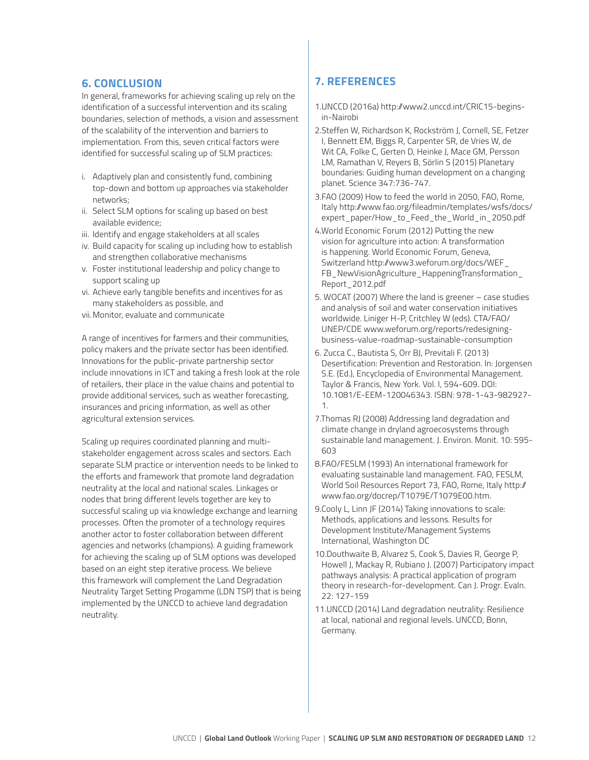## 6. CONCLUSION

In general, frameworks for achieving scaling up rely on the identification of a successful intervention and its scaling boundaries, selection of methods, a vision and assessment of the scalability of the intervention and barriers to implementation. From this, seven critical factors were identified for successful scaling up of SLM practices:

i. Adaptively plan and consistently fund, combining top-down and bottom up approaches via stakeholder networks;
ii. Select SLM options for scaling up based on best available evidence;
iii. Identify and engage stakeholders at all scales
iv. Build capacity for scaling up including how to establish and strengthen collaborative mechanisms
v. Foster institutional leadership and policy change to support scaling up
vi. Achieve early tangible benefits and incentives for as many stakeholders as possible, and
vii. Monitor, evaluate and communicate

A range of incentives for farmers and their communities, policy makers and the private sector has been identified. Innovations for the public-private partnership sector include innovations in ICT and taking a fresh look at the role of retailers, their place in the value chains and potential to provide additional services, such as weather forecasting, insurances and pricing information, as well as other agricultural extension services.

Scaling up requires coordinated planning and multi-stakeholder engagement across scales and sectors. Each separate SLM practice or intervention needs to be linked to the efforts and framework that promote land degradation neutrality at the local and national scales. Linkages or nodes that bring different levels together are key to successful scaling up via knowledge exchange and learning processes. Often the promoter of a technology requires another actor to foster collaboration between different agencies and networks (champions). A guiding framework for achieving the scaling up of SLM options was developed based on an eight step iterative process. We believe this framework will complement the Land Degradation Neutrality Target Setting Progamme (LDN TSP) that is being implemented by the UNCCD to achieve land degradation neutrality.

## 7. REFERENCES

1. UNCCD (2016a) http://www2.unccd.int/CRIC15-begins-in-Nairobi
2. Steffen W, Richardson K, Rockström J, Cornell, SE, Fetzer I, Bennett EM, Biggs R, Carpenter SR, de Vries W, de Wit CA, Folke C, Gerten D, Heinke J, Mace GM, Persson LM, Ramathan V, Reyers B, Sörlin S (2015) Planetary boundaries: Guiding human development on a changing planet. Science 347:736-747.
3. FAO (2009) How to feed the world in 2050, FAO, Rome, Italy http://www.fao.org/fileadmin/templates/wsfs/docs/expert_paper/How_to_Feed_the_World_in_2050.pdf
4. World Economic Forum (2012) Putting the new vision for agriculture into action: A transformation is happening. World Economic Forum, Geneva, Switzerland http://www3.weforum.org/docs/WEF_FB_NewVisionAgriculture_HappeningTransformation_Report_2012.pdf
5. WOCAT (2007) Where the land is greener – case studies and analysis of soil and water conservation initiatives worldwide. Liniger H-P, Critchley W (eds). CTA/FAO/UNEP/CDE www.weforum.org/reports/redesigning-business-value-roadmap-sustainable-consumption
6. Zucca C., Bautista S, Orr BJ, Previtali F. (2013) Desertification: Prevention and Restoration. In: Jorgensen S.E. (Ed.), Encyclopedia of Environmental Management. Taylor & Francis, New York. Vol. I, 594-609. DOI: 10.1081/E-EEM-120046343. ISBN: 978-1-43-982927-1.
7. Thomas RJ (2008) Addressing land degradation and climate change in dryland agroecosystems through sustainable land management. J. Environ. Monit. 10: 595-603
8. FAO/FESLM (1993) An international framework for evaluating sustainable land management. FAO, FESLM, World Soil Resources Report 73, FAO, Rome, Italy http://www.fao.org/docrep/T1079E/T1079E00.htm.
9. Cooly L, Linn JF (2014) Taking innovations to scale: Methods, applications and lessons. Results for Development Institute/Management Systems International, Washington DC
10. Douthwaite B, Alvarez S, Cook S, Davies R, George P, Howell J, Mackay R, Rubiano J. (2007) Participatory impact pathways analysis: A practical application of program theory in research-for-development. Can J. Progr. Evaln. 22: 127-159
11. UNCCD (2014) Land degradation neutrality: Resilience at local, national and regional levels. UNCCD, Bonn, Germany.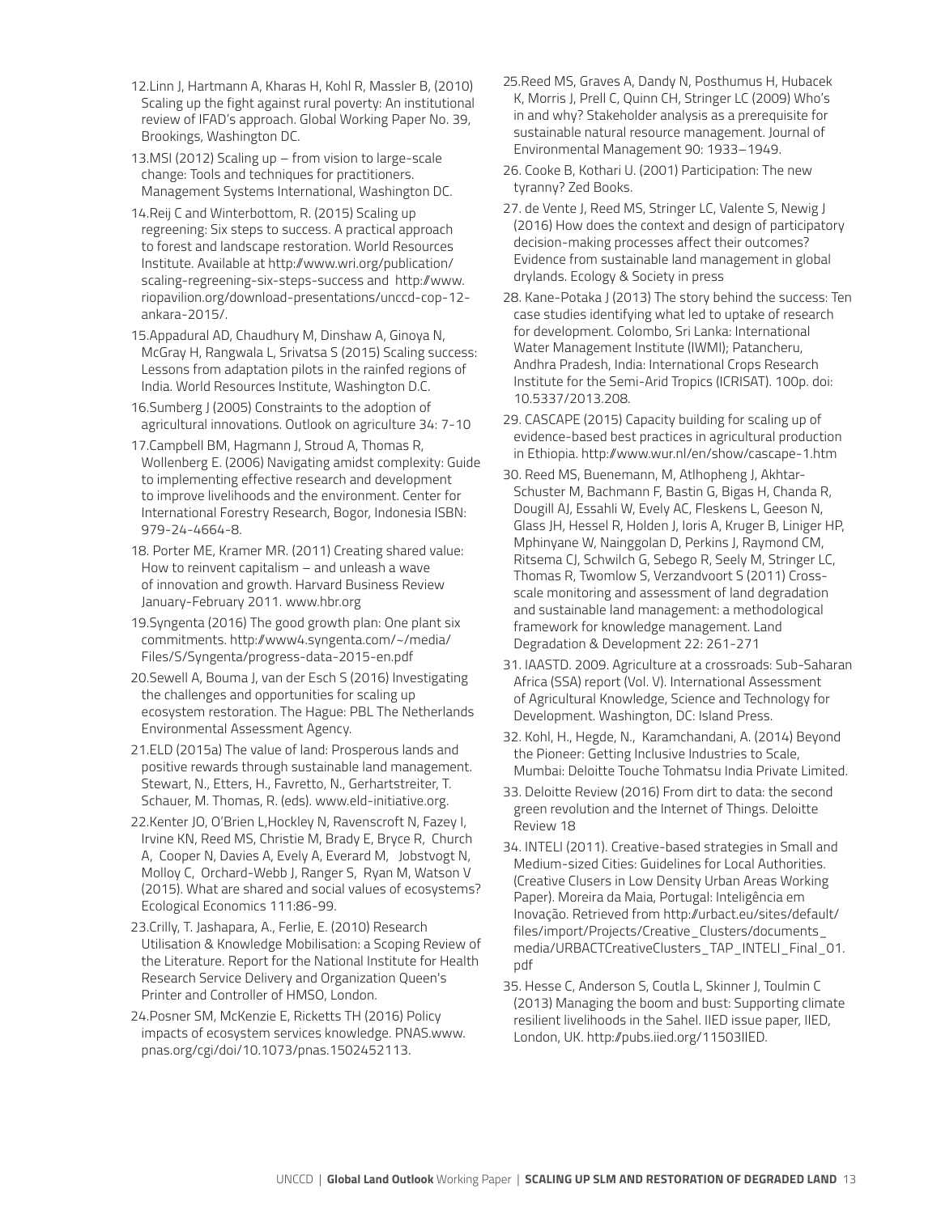12.Linn J, Hartmann A, Kharas H, Kohl R, Massler B, (2010) Scaling up the fight against rural poverty: An institutional review of IFAD's approach. Global Working Paper No. 39, Brookings, Washington DC.

13.MSI (2012) Scaling up – from vision to large-scale change: Tools and techniques for practitioners. Management Systems International, Washington DC.

14.Reij C and Winterbottom, R. (2015) Scaling up regreening: Six steps to success. A practical approach to forest and landscape restoration. World Resources Institute. Available at http://www.wri.org/publication/scaling-regreening-six-steps-success and http://www.riopavilion.org/download-presentations/unccd-cop-12-ankara-2015/.

15.Appadural AD, Chaudhury M, Dinshaw A, Ginoya N, McGray H, Rangwala L, Srivatsa S (2015) Scaling success: Lessons from adaptation pilots in the rainfed regions of India. World Resources Institute, Washington D.C.

16.Sumberg J (2005) Constraints to the adoption of agricultural innovations. Outlook on agriculture 34: 7-10

17.Campbell BM, Hagmann J, Stroud A, Thomas R, Wollenberg E. (2006) Navigating amidst complexity: Guide to implementing effective research and development to improve livelihoods and the environment. Center for International Forestry Research, Bogor, Indonesia ISBN: 979-24-4664-8.

18. Porter ME, Kramer MR. (2011) Creating shared value: How to reinvent capitalism – and unleash a wave of innovation and growth. Harvard Business Review January-February 2011. www.hbr.org

19.Syngenta (2016) The good growth plan: One plant six commitments. http://www4.syngenta.com/~/media/Files/S/Syngenta/progress-data-2015-en.pdf

20.Sewell A, Bouma J, van der Esch S (2016) Investigating the challenges and opportunities for scaling up ecosystem restoration. The Hague: PBL The Netherlands Environmental Assessment Agency.

21.ELD (2015a) The value of land: Prosperous lands and positive rewards through sustainable land management. Stewart, N., Etters, H., Favretto, N., Gerhartstreiter, T. Schauer, M. Thomas, R. (eds). www.eld-initiative.org.

22.Kenter JO, O'Brien L,Hockley N, Ravenscroft N, Fazey I, Irvine KN, Reed MS, Christie M, Brady E, Bryce R, Church A, Cooper N, Davies A, Evely A, Everard M, Jobstvogt N, Molloy C, Orchard-Webb J, Ranger S, Ryan M, Watson V (2015). What are shared and social values of ecosystems? Ecological Economics 111:86-99.

23.Crilly, T. Jashapara, A., Ferlie, E. (2010) Research Utilisation & Knowledge Mobilisation: a Scoping Review of the Literature. Report for the National Institute for Health Research Service Delivery and Organization Queen's Printer and Controller of HMSO, London.

24.Posner SM, McKenzie E, Ricketts TH (2016) Policy impacts of ecosystem services knowledge. PNAS.www.pnas.org/cgi/doi/10.1073/pnas.1502452113.

25.Reed MS, Graves A, Dandy N, Posthumus H, Hubacek K, Morris J, Prell C, Quinn CH, Stringer LC (2009) Who's in and why? Stakeholder analysis as a prerequisite for sustainable natural resource management. Journal of Environmental Management 90: 1933–1949.

26. Cooke B, Kothari U. (2001) Participation: The new tyranny? Zed Books.

27. de Vente J, Reed MS, Stringer LC, Valente S, Newig J (2016) How does the context and design of participatory decision-making processes affect their outcomes? Evidence from sustainable land management in global drylands. Ecology & Society in press

28. Kane-Potaka J (2013) The story behind the success: Ten case studies identifying what led to uptake of research for development. Colombo, Sri Lanka: International Water Management Institute (IWMI); Patancheru, Andhra Pradesh, India: International Crops Research Institute for the Semi-Arid Tropics (ICRISAT). 100p. doi: 10.5337/2013.208.

29. CASCAPE (2015) Capacity building for scaling up of evidence-based best practices in agricultural production in Ethiopia. http://www.wur.nl/en/show/cascape-1.htm

30. Reed MS, Buenemann, M, Atlhopheng J, Akhtar-Schuster M, Bachmann F, Bastin G, Bigas H, Chanda R, Dougill AJ, Essahli W, Evely AC, Fleskens L, Geeson N, Glass JH, Hessel R, Holden J, Ioris A, Kruger B, Liniger HP, Mphinyane W, Nainggolan D, Perkins J, Raymond CM, Ritsema CJ, Schwilch G, Sebego R, Seely M, Stringer LC, Thomas R, Twomlow S, Verzandvoort S (2011) Cross-scale monitoring and assessment of land degradation and sustainable land management: a methodological framework for knowledge management. Land Degradation & Development 22: 261-271

31. IAASTD. 2009. Agriculture at a crossroads: Sub-Saharan Africa (SSA) report (Vol. V). International Assessment of Agricultural Knowledge, Science and Technology for Development. Washington, DC: Island Press.

32. Kohl, H., Hegde, N., Karamchandani, A. (2014) Beyond the Pioneer: Getting Inclusive Industries to Scale, Mumbai: Deloitte Touche Tohmatsu India Private Limited.

33. Deloitte Review (2016) From dirt to data: the second green revolution and the Internet of Things. Deloitte Review 18

34. INTELI (2011). Creative-based strategies in Small and Medium-sized Cities: Guidelines for Local Authorities. (Creative Clusers in Low Density Urban Areas Working Paper). Moreira da Maia, Portugal: Inteligência em Inovação. Retrieved from http://urbact.eu/sites/default/files/import/Projects/Creative_Clusters/documents_media/URBACTCreativeClusters_TAP_INTELI_Final_01.pdf

35. Hesse C, Anderson S, Coutla L, Skinner J, Toulmin C (2013) Managing the boom and bust: Supporting climate resilient livelihoods in the Sahel. IIED issue paper, IIED, London, UK. http://pubs.iied.org/11503IIED.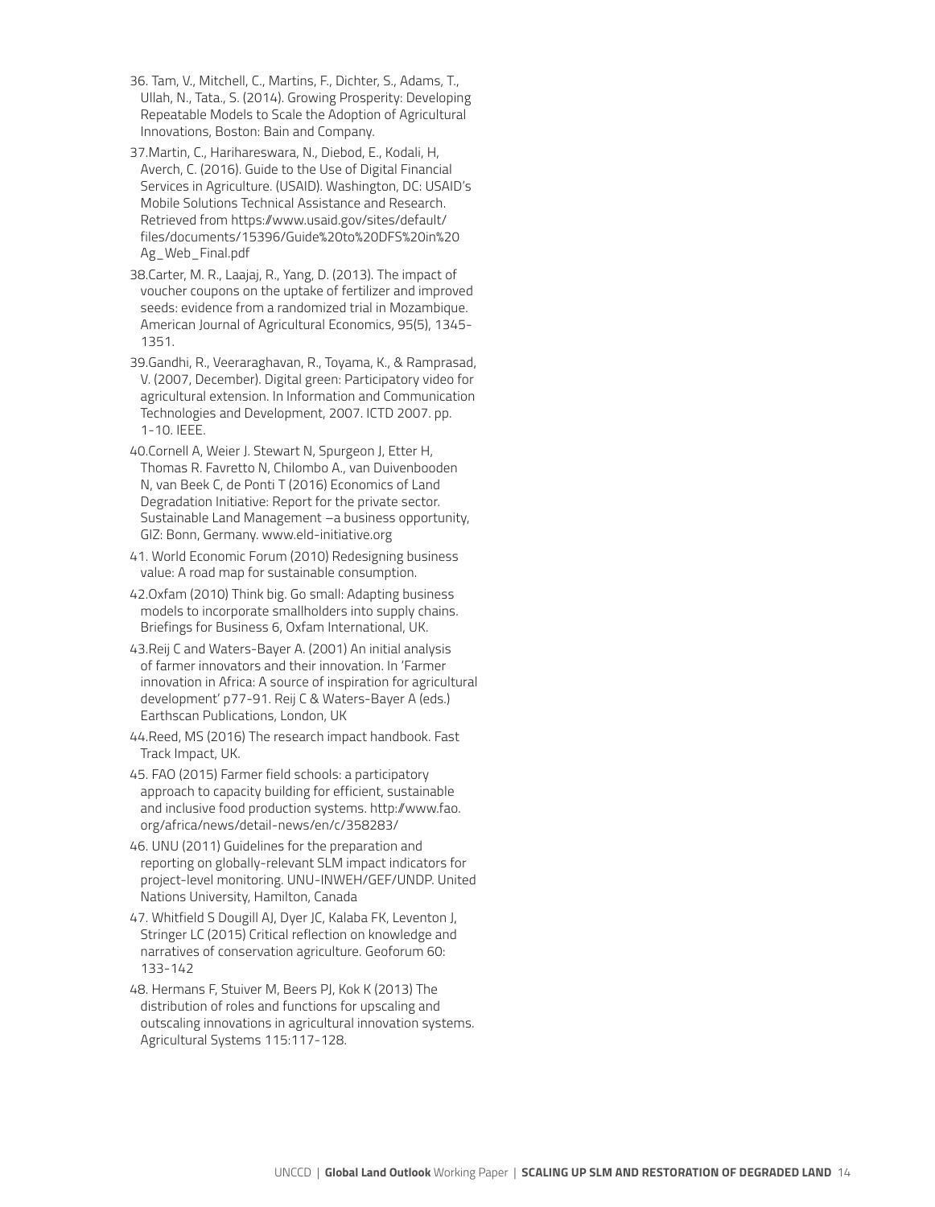36. Tam, V., Mitchell, C., Martins, F., Dichter, S., Adams, T., Ullah, N., Tata., S. (2014). Growing Prosperity: Developing Repeatable Models to Scale the Adoption of Agricultural Innovations, Boston: Bain and Company.

37.Martin, C., Harihareswara, N., Diebod, E., Kodali, H, Averch, C. (2016). Guide to the Use of Digital Financial Services in Agriculture. (USAID). Washington, DC: USAID's Mobile Solutions Technical Assistance and Research. Retrieved from https://www.usaid.gov/sites/default/files/documents/15396/Guide%20to%20DFS%20in%20Ag_Web_Final.pdf

38.Carter, M. R., Laajaj, R., Yang, D. (2013). The impact of voucher coupons on the uptake of fertilizer and improved seeds: evidence from a randomized trial in Mozambique. American Journal of Agricultural Economics, 95(5), 1345-1351.

39.Gandhi, R., Veeraraghavan, R., Toyama, K., & Ramprasad, V. (2007, December). Digital green: Participatory video for agricultural extension. In Information and Communication Technologies and Development, 2007. ICTD 2007. pp. 1-10. IEEE.

40.Cornell A, Weier J. Stewart N, Spurgeon J, Etter H, Thomas R. Favretto N, Chilombo A., van Duivenbooden N, van Beek C, de Ponti T (2016) Economics of Land Degradation Initiative: Report for the private sector. Sustainable Land Management –a business opportunity, GIZ: Bonn, Germany. www.eld-initiative.org

41. World Economic Forum (2010) Redesigning business value: A road map for sustainable consumption.

42.Oxfam (2010) Think big. Go small: Adapting business models to incorporate smallholders into supply chains. Briefings for Business 6, Oxfam International, UK.

43.Reij C and Waters-Bayer A. (2001) An initial analysis of farmer innovators and their innovation. In 'Farmer innovation in Africa: A source of inspiration for agricultural development' p77-91. Reij C & Waters-Bayer A (eds.) Earthscan Publications, London, UK

44.Reed, MS (2016) The research impact handbook. Fast Track Impact, UK.

45. FAO (2015) Farmer field schools: a participatory approach to capacity building for efficient, sustainable and inclusive food production systems. http://www.fao.org/africa/news/detail-news/en/c/358283/

46. UNU (2011) Guidelines for the preparation and reporting on globally-relevant SLM impact indicators for project-level monitoring. UNU-INWEH/GEF/UNDP. United Nations University, Hamilton, Canada

47. Whitfield S Dougill AJ, Dyer JC, Kalaba FK, Leventon J, Stringer LC (2015) Critical reflection on knowledge and narratives of conservation agriculture. Geoforum 60: 133-142

48. Hermans F, Stuiver M, Beers PJ, Kok K (2013) The distribution of roles and functions for upscaling and outscaling innovations in agricultural innovation systems. Agricultural Systems 115:117-128.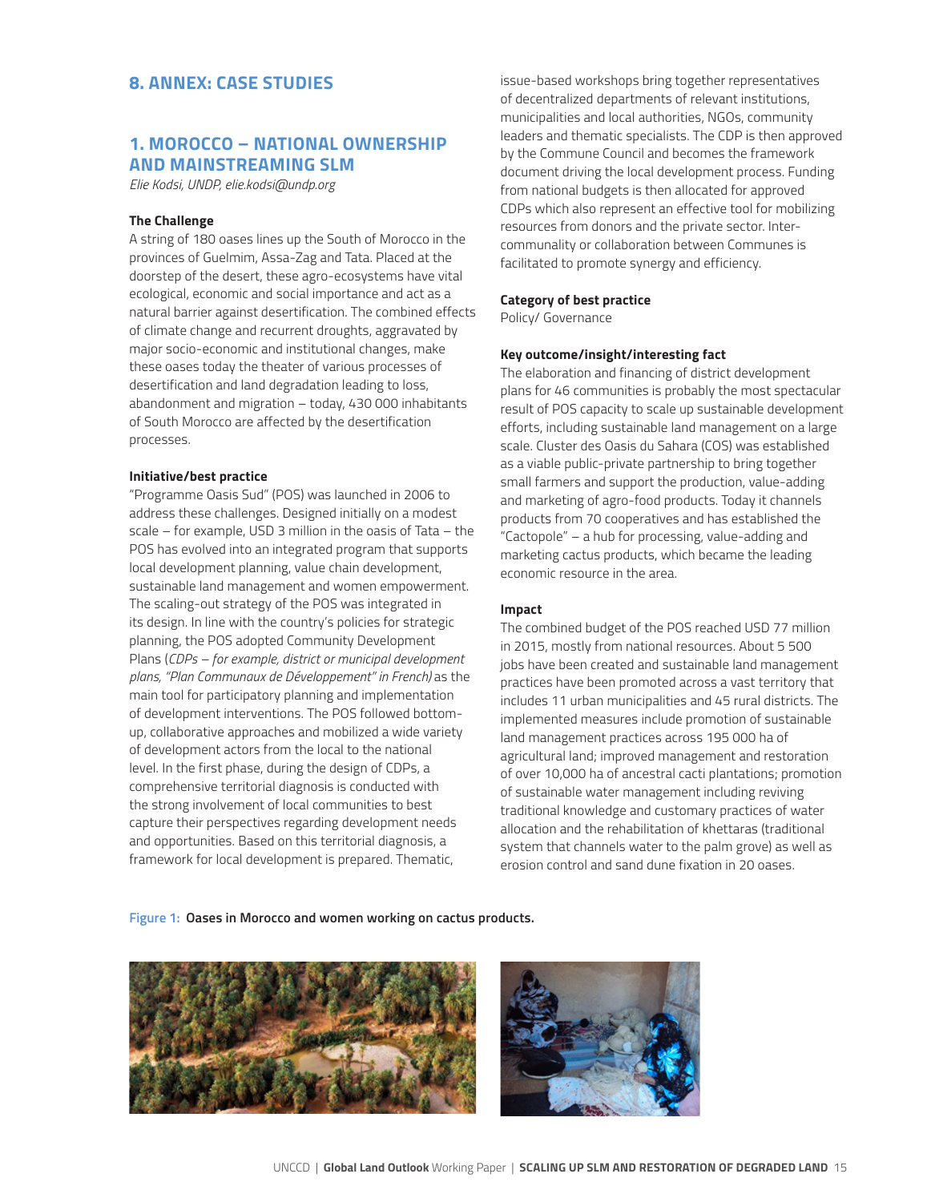## 8. ANNEX: CASE STUDIES

### 1. MOROCCO – NATIONAL OWNERSHIP AND MAINSTREAMING SLM

*Elie Kodsi, UNDP, elie.kodsi@undp.org*

**The Challenge**

A string of 180 oases lines up the South of Morocco in the provinces of Guelmim, Assa-Zag and Tata. Placed at the doorstep of the desert, these agro-ecosystems have vital ecological, economic and social importance and act as a natural barrier against desertification. The combined effects of climate change and recurrent droughts, aggravated by major socio-economic and institutional changes, make these oases today the theater of various processes of desertification and land degradation leading to loss, abandonment and migration – today, 430 000 inhabitants of South Morocco are affected by the desertification processes.

**Initiative/best practice**

"Programme Oasis Sud" (POS) was launched in 2006 to address these challenges. Designed initially on a modest scale – for example, USD 3 million in the oasis of Tata – the POS has evolved into an integrated program that supports local development planning, value chain development, sustainable land management and women empowerment. The scaling-out strategy of the POS was integrated in its design. In line with the country's policies for strategic planning, the POS adopted Community Development Plans (*CDPs – for example, district or municipal development plans, "Plan Communaux de Développement" in French)* as the main tool for participatory planning and implementation of development interventions. The POS followed bottom-up, collaborative approaches and mobilized a wide variety of development actors from the local to the national level. In the first phase, during the design of CDPs, a comprehensive territorial diagnosis is conducted with the strong involvement of local communities to best capture their perspectives regarding development needs and opportunities. Based on this territorial diagnosis, a framework for local development is prepared. Thematic, issue-based workshops bring together representatives of decentralized departments of relevant institutions, municipalities and local authorities, NGOs, community leaders and thematic specialists. The CDP is then approved by the Commune Council and becomes the framework document driving the local development process. Funding from national budgets is then allocated for approved CDPs which also represent an effective tool for mobilizing resources from donors and the private sector. Inter-communality or collaboration between Communes is facilitated to promote synergy and efficiency.

**Category of best practice**

Policy/ Governance

**Key outcome/insight/interesting fact**

The elaboration and financing of district development plans for 46 communities is probably the most spectacular result of POS capacity to scale up sustainable development efforts, including sustainable land management on a large scale. Cluster des Oasis du Sahara (COS) was established as a viable public-private partnership to bring together small farmers and support the production, value-adding and marketing of agro-food products. Today it channels products from 70 cooperatives and has established the "Cactopole" – a hub for processing, value-adding and marketing cactus products, which became the leading economic resource in the area.

**Impact**

The combined budget of the POS reached USD 77 million in 2015, mostly from national resources. About 5 500 jobs have been created and sustainable land management practices have been promoted across a vast territory that includes 11 urban municipalities and 45 rural districts. The implemented measures include promotion of sustainable land management practices across 195 000 ha of agricultural land; improved management and restoration of over 10,000 ha of ancestral cacti plantations; promotion of sustainable water management including reviving traditional knowledge and customary practices of water allocation and the rehabilitation of khettaras (traditional system that channels water to the palm grove) as well as erosion control and sand dune fixation in 20 oases.

**Figure 1:** Oases in Morocco and women working on cactus products.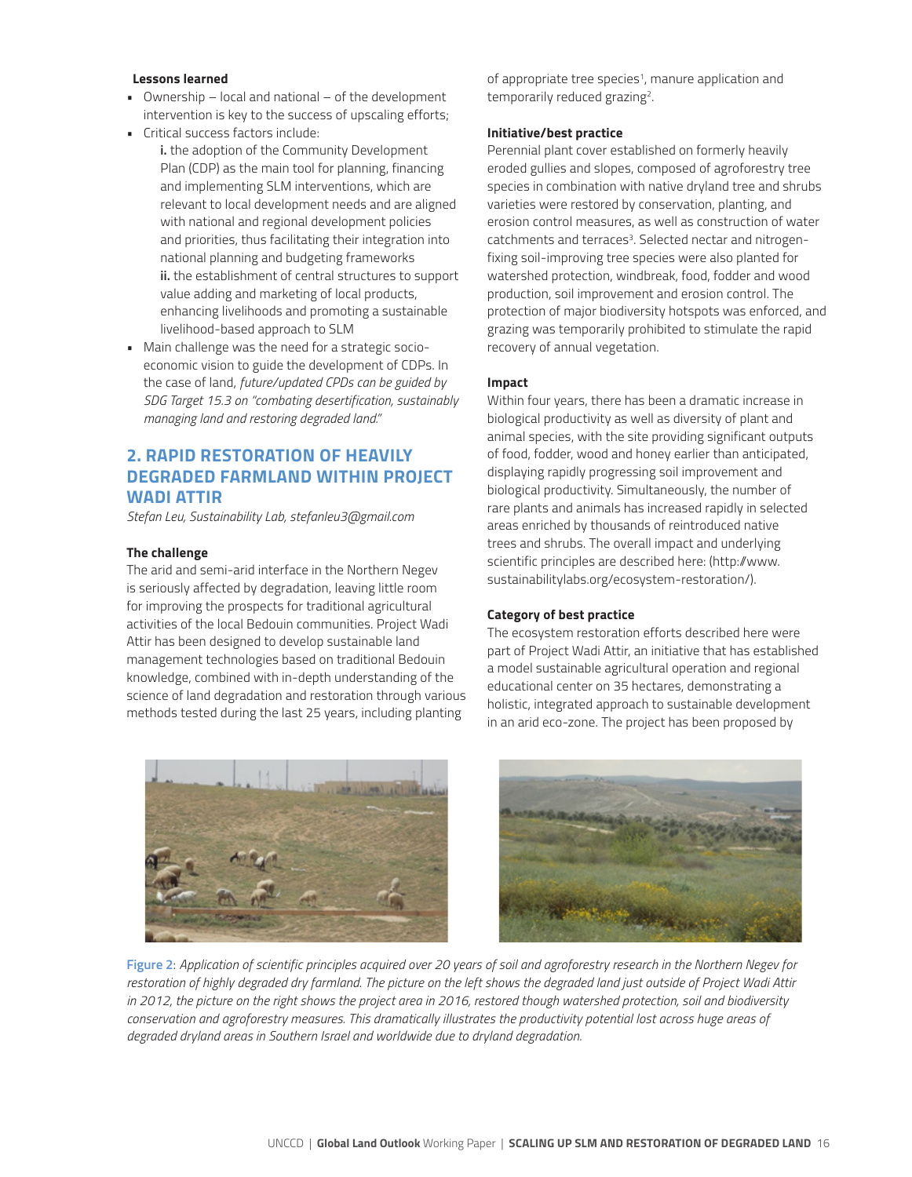**Lessons learned**

- Ownership – local and national – of the development intervention is key to the success of upscaling efforts;
- Critical success factors include:
  **i.** the adoption of the Community Development Plan (CDP) as the main tool for planning, financing and implementing SLM interventions, which are relevant to local development needs and are aligned with national and regional development policies and priorities, thus facilitating their integration into national planning and budgeting frameworks
  **ii.** the establishment of central structures to support value adding and marketing of local products, enhancing livelihoods and promoting a sustainable livelihood-based approach to SLM
- Main challenge was the need for a strategic socio-economic vision to guide the development of CDPs. In the case of land, *future/updated CPDs can be guided by SDG Target 15.3 on "combating desertification, sustainably managing land and restoring degraded land."*

## 2. RAPID RESTORATION OF HEAVILY DEGRADED FARMLAND WITHIN PROJECT WADI ATTIR

*Stefan Leu, Sustainability Lab, stefanleu3@gmail.com*

**The challenge**

The arid and semi-arid interface in the Northern Negev is seriously affected by degradation, leaving little room for improving the prospects for traditional agricultural activities of the local Bedouin communities. Project Wadi Attir has been designed to develop sustainable land management technologies based on traditional Bedouin knowledge, combined with in-depth understanding of the science of land degradation and restoration through various methods tested during the last 25 years, including planting of appropriate tree species[1], manure application and temporarily reduced grazing[2].

**Initiative/best practice**

Perennial plant cover established on formerly heavily eroded gullies and slopes, composed of agroforestry tree species in combination with native dryland tree and shrubs varieties were restored by conservation, planting, and erosion control measures, as well as construction of water catchments and terraces[3]. Selected nectar and nitrogen-fixing soil-improving tree species were also planted for watershed protection, windbreak, food, fodder and wood production, soil improvement and erosion control. The protection of major biodiversity hotspots was enforced, and grazing was temporarily prohibited to stimulate the rapid recovery of annual vegetation.

**Impact**

Within four years, there has been a dramatic increase in biological productivity as well as diversity of plant and animal species, with the site providing significant outputs of food, fodder, wood and honey earlier than anticipated, displaying rapidly progressing soil improvement and biological productivity. Simultaneously, the number of rare plants and animals has increased rapidly in selected areas enriched by thousands of reintroduced native trees and shrubs. The overall impact and underlying scientific principles are described here: (http://www.sustainabilitylabs.org/ecosystem-restoration/).

**Category of best practice**

The ecosystem restoration efforts described here were part of Project Wadi Attir, an initiative that has established a model sustainable agricultural operation and regional educational center on 35 hectares, demonstrating a holistic, integrated approach to sustainable development in an arid eco-zone. The project has been proposed by

**Figure 2**: *Application of scientific principles acquired over 20 years of soil and agroforestry research in the Northern Negev for restoration of highly degraded dry farmland. The picture on the left shows the degraded land just outside of Project Wadi Attir in 2012, the picture on the right shows the project area in 2016, restored though watershed protection, soil and biodiversity conservation and agroforestry measures. This dramatically illustrates the productivity potential lost across huge areas of degraded dryland areas in Southern Israel and worldwide due to dryland degradation.*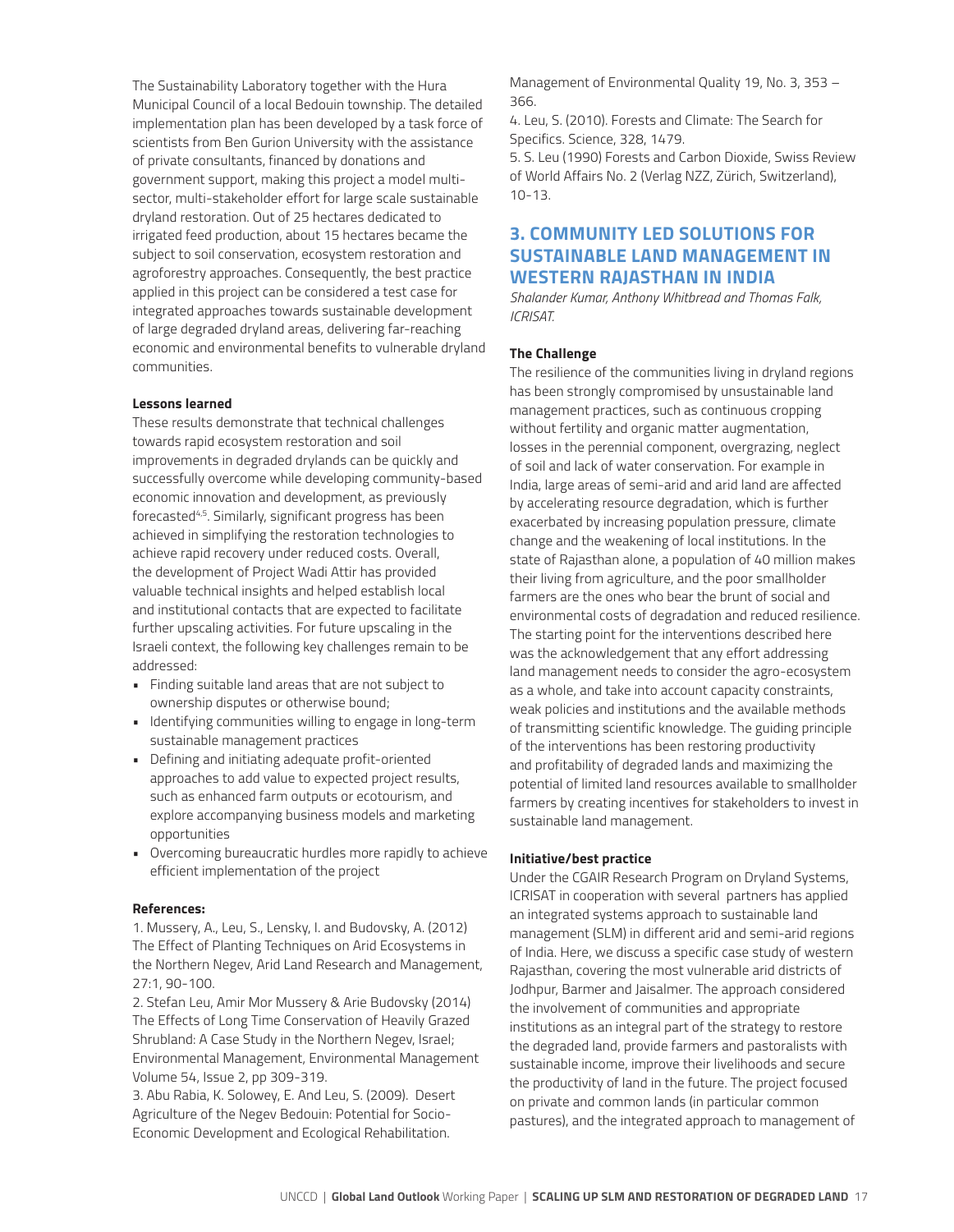The Sustainability Laboratory together with the Hura Municipal Council of a local Bedouin township. The detailed implementation plan has been developed by a task force of scientists from Ben Gurion University with the assistance of private consultants, financed by donations and government support, making this project a model multi-sector, multi-stakeholder effort for large scale sustainable dryland restoration. Out of 25 hectares dedicated to irrigated feed production, about 15 hectares became the subject to soil conservation, ecosystem restoration and agroforestry approaches. Consequently, the best practice applied in this project can be considered a test case for integrated approaches towards sustainable development of large degraded dryland areas, delivering far-reaching economic and environmental benefits to vulnerable dryland communities.

**Lessons learned**

These results demonstrate that technical challenges towards rapid ecosystem restoration and soil improvements in degraded drylands can be quickly and successfully overcome while developing community-based economic innovation and development, as previously forecasted[4,5]. Similarly, significant progress has been achieved in simplifying the restoration technologies to achieve rapid recovery under reduced costs. Overall, the development of Project Wadi Attir has provided valuable technical insights and helped establish local and institutional contacts that are expected to facilitate further upscaling activities. For future upscaling in the Israeli context, the following key challenges remain to be addressed:

- Finding suitable land areas that are not subject to ownership disputes or otherwise bound;
- Identifying communities willing to engage in long-term sustainable management practices
- Defining and initiating adequate profit-oriented approaches to add value to expected project results, such as enhanced farm outputs or ecotourism, and explore accompanying business models and marketing opportunities
- Overcoming bureaucratic hurdles more rapidly to achieve efficient implementation of the project

**References:**

1. Mussery, A., Leu, S., Lensky, I. and Budovsky, A. (2012) The Effect of Planting Techniques on Arid Ecosystems in the Northern Negev, Arid Land Research and Management, 27:1, 90-100.
2. Stefan Leu, Amir Mor Mussery & Arie Budovsky (2014) The Effects of Long Time Conservation of Heavily Grazed Shrubland: A Case Study in the Northern Negev, Israel; Environmental Management, Environmental Management Volume 54, Issue 2, pp 309-319.
3. Abu Rabia, K. Solowey, E. And Leu, S. (2009). Desert Agriculture of the Negev Bedouin: Potential for Socio-Economic Development and Ecological Rehabilitation. Management of Environmental Quality 19, No. 3, 353 – 366.
4. Leu, S. (2010). Forests and Climate: The Search for Specifics. Science, 328, 1479.
5. S. Leu (1990) Forests and Carbon Dioxide, Swiss Review of World Affairs No. 2 (Verlag NZZ, Zürich, Switzerland), 10-13.

## 3. COMMUNITY LED SOLUTIONS FOR SUSTAINABLE LAND MANAGEMENT IN WESTERN RAJASTHAN IN INDIA

*Shalander Kumar, Anthony Whitbread and Thomas Falk, ICRISAT.*

**The Challenge**

The resilience of the communities living in dryland regions has been strongly compromised by unsustainable land management practices, such as continuous cropping without fertility and organic matter augmentation, losses in the perennial component, overgrazing, neglect of soil and lack of water conservation. For example in India, large areas of semi-arid and arid land are affected by accelerating resource degradation, which is further exacerbated by increasing population pressure, climate change and the weakening of local institutions. In the state of Rajasthan alone, a population of 40 million makes their living from agriculture, and the poor smallholder farmers are the ones who bear the brunt of social and environmental costs of degradation and reduced resilience. The starting point for the interventions described here was the acknowledgement that any effort addressing land management needs to consider the agro-ecosystem as a whole, and take into account capacity constraints, weak policies and institutions and the available methods of transmitting scientific knowledge. The guiding principle of the interventions has been restoring productivity and profitability of degraded lands and maximizing the potential of limited land resources available to smallholder farmers by creating incentives for stakeholders to invest in sustainable land management.

**Initiative/best practice**

Under the CGAIR Research Program on Dryland Systems, ICRISAT in cooperation with several partners has applied an integrated systems approach to sustainable land management (SLM) in different arid and semi-arid regions of India. Here, we discuss a specific case study of western Rajasthan, covering the most vulnerable arid districts of Jodhpur, Barmer and Jaisalmer. The approach considered the involvement of communities and appropriate institutions as an integral part of the strategy to restore the degraded land, provide farmers and pastoralists with sustainable income, improve their livelihoods and secure the productivity of land in the future. The project focused on private and common lands (in particular common pastures), and the integrated approach to management of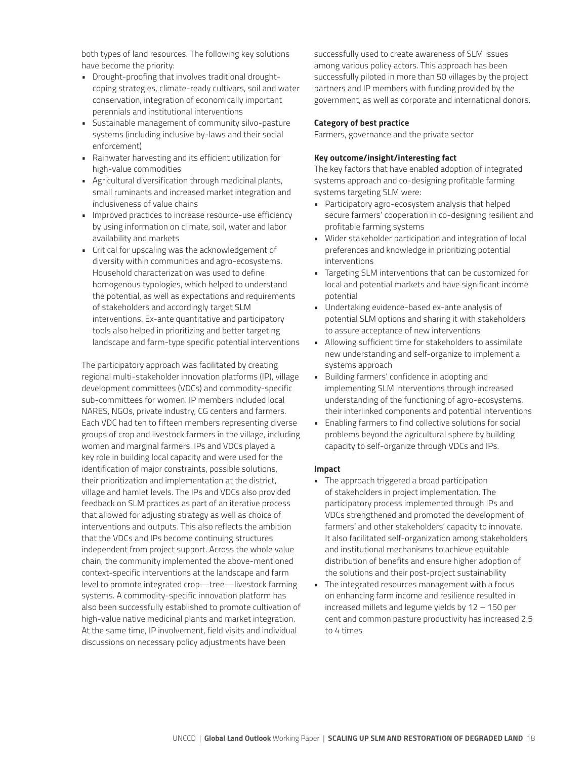both types of land resources. The following key solutions have become the priority:

- Drought-proofing that involves traditional drought-coping strategies, climate-ready cultivars, soil and water conservation, integration of economically important perennials and institutional interventions
- Sustainable management of community silvo-pasture systems (including inclusive by-laws and their social enforcement)
- Rainwater harvesting and its efficient utilization for high-value commodities
- Agricultural diversification through medicinal plants, small ruminants and increased market integration and inclusiveness of value chains
- Improved practices to increase resource-use efficiency by using information on climate, soil, water and labor availability and markets
- Critical for upscaling was the acknowledgement of diversity within communities and agro-ecosystems. Household characterization was used to define homogenous typologies, which helped to understand the potential, as well as expectations and requirements of stakeholders and accordingly target SLM interventions. Ex-ante quantitative and participatory tools also helped in prioritizing and better targeting landscape and farm-type specific potential interventions

The participatory approach was facilitated by creating regional multi-stakeholder innovation platforms (IP), village development committees (VDCs) and commodity-specific sub-committees for women. IP members included local NARES, NGOs, private industry, CG centers and farmers. Each VDC had ten to fifteen members representing diverse groups of crop and livestock farmers in the village, including women and marginal farmers. IPs and VDCs played a key role in building local capacity and were used for the identification of major constraints, possible solutions, their prioritization and implementation at the district, village and hamlet levels. The IPs and VDCs also provided feedback on SLM practices as part of an iterative process that allowed for adjusting strategy as well as choice of interventions and outputs. This also reflects the ambition that the VDCs and IPs become continuing structures independent from project support. Across the whole value chain, the community implemented the above-mentioned context-specific interventions at the landscape and farm level to promote integrated crop—tree—livestock farming systems. A commodity-specific innovation platform has also been successfully established to promote cultivation of high-value native medicinal plants and market integration. At the same time, IP involvement, field visits and individual discussions on necessary policy adjustments have been successfully used to create awareness of SLM issues among various policy actors. This approach has been successfully piloted in more than 50 villages by the project partners and IP members with funding provided by the government, as well as corporate and international donors.

**Category of best practice**

Farmers, governance and the private sector

**Key outcome/insight/interesting fact**

The key factors that have enabled adoption of integrated systems approach and co-designing profitable farming systems targeting SLM were:

- Participatory agro-ecosystem analysis that helped secure farmers' cooperation in co-designing resilient and profitable farming systems
- Wider stakeholder participation and integration of local preferences and knowledge in prioritizing potential interventions
- Targeting SLM interventions that can be customized for local and potential markets and have significant income potential
- Undertaking evidence-based ex-ante analysis of potential SLM options and sharing it with stakeholders to assure acceptance of new interventions
- Allowing sufficient time for stakeholders to assimilate new understanding and self-organize to implement a systems approach
- Building farmers' confidence in adopting and implementing SLM interventions through increased understanding of the functioning of agro-ecosystems, their interlinked components and potential interventions
- Enabling farmers to find collective solutions for social problems beyond the agricultural sphere by building capacity to self-organize through VDCs and IPs.

**Impact**

- The approach triggered a broad participation of stakeholders in project implementation. The participatory process implemented through IPs and VDCs strengthened and promoted the development of farmers' and other stakeholders' capacity to innovate. It also facilitated self-organization among stakeholders and institutional mechanisms to achieve equitable distribution of benefits and ensure higher adoption of the solutions and their post-project sustainability
- The integrated resources management with a focus on enhancing farm income and resilience resulted in increased millets and legume yields by 12 – 150 per cent and common pasture productivity has increased 2.5 to 4 times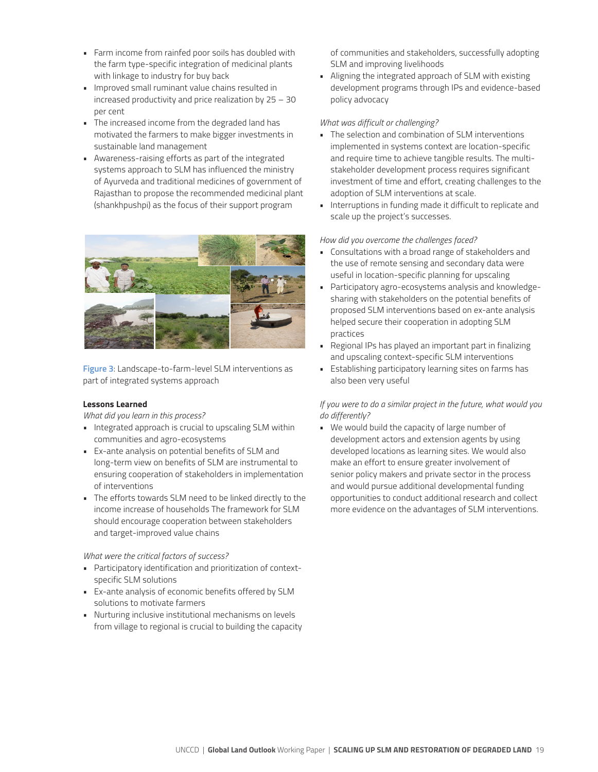- Farm income from rainfed poor soils has doubled with the farm type-specific integration of medicinal plants with linkage to industry for buy back
- Improved small ruminant value chains resulted in increased productivity and price realization by 25 – 30 per cent
- The increased income from the degraded land has motivated the farmers to make bigger investments in sustainable land management
- Awareness-raising efforts as part of the integrated systems approach to SLM has influenced the ministry of Ayurveda and traditional medicines of government of Rajasthan to propose the recommended medicinal plant (shankhpushpi) as the focus of their support program

**Figure 3**: Landscape-to-farm-level SLM interventions as part of integrated systems approach

**Lessons Learned**

*What did you learn in this process?*

- Integrated approach is crucial to upscaling SLM within communities and agro-ecosystems
- Ex-ante analysis on potential benefits of SLM and long-term view on benefits of SLM are instrumental to ensuring cooperation of stakeholders in implementation of interventions
- The efforts towards SLM need to be linked directly to the income increase of households The framework for SLM should encourage cooperation between stakeholders and target-improved value chains

*What were the critical factors of success?*

- Participatory identification and prioritization of context-specific SLM solutions
- Ex-ante analysis of economic benefits offered by SLM solutions to motivate farmers
- Nurturing inclusive institutional mechanisms on levels from village to regional is crucial to building the capacity of communities and stakeholders, successfully adopting SLM and improving livelihoods
- Aligning the integrated approach of SLM with existing development programs through IPs and evidence-based policy advocacy

*What was difficult or challenging?*

- The selection and combination of SLM interventions implemented in systems context are location-specific and require time to achieve tangible results. The multi-stakeholder development process requires significant investment of time and effort, creating challenges to the adoption of SLM interventions at scale.
- Interruptions in funding made it difficult to replicate and scale up the project's successes.

*How did you overcome the challenges faced?*

- Consultations with a broad range of stakeholders and the use of remote sensing and secondary data were useful in location-specific planning for upscaling
- Participatory agro-ecosystems analysis and knowledge-sharing with stakeholders on the potential benefits of proposed SLM interventions based on ex-ante analysis helped secure their cooperation in adopting SLM practices
- Regional IPs has played an important part in finalizing and upscaling context-specific SLM interventions
- Establishing participatory learning sites on farms has also been very useful

*If you were to do a similar project in the future, what would you do differently?*

- We would build the capacity of large number of development actors and extension agents by using developed locations as learning sites. We would also make an effort to ensure greater involvement of senior policy makers and private sector in the process and would pursue additional developmental funding opportunities to conduct additional research and collect more evidence on the advantages of SLM interventions.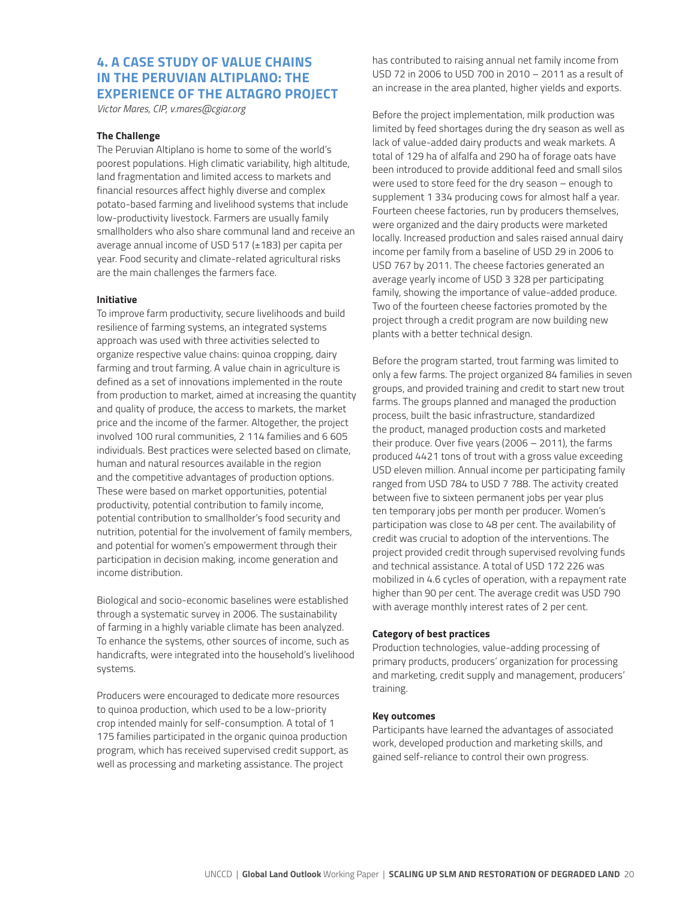## 4. A CASE STUDY OF VALUE CHAINS IN THE PERUVIAN ALTIPLANO: THE EXPERIENCE OF THE ALTAGRO PROJECT

*Victor Mares, CIP, v.mares@cgiar.org*

**The Challenge**

The Peruvian Altiplano is home to some of the world's poorest populations. High climatic variability, high altitude, land fragmentation and limited access to markets and financial resources affect highly diverse and complex potato-based farming and livelihood systems that include low-productivity livestock. Farmers are usually family smallholders who also share communal land and receive an average annual income of USD 517 (±183) per capita per year. Food security and climate-related agricultural risks are the main challenges the farmers face.

**Initiative**

To improve farm productivity, secure livelihoods and build resilience of farming systems, an integrated systems approach was used with three activities selected to organize respective value chains: quinoa cropping, dairy farming and trout farming. A value chain in agriculture is defined as a set of innovations implemented in the route from production to market, aimed at increasing the quantity and quality of produce, the access to markets, the market price and the income of the farmer. Altogether, the project involved 100 rural communities, 2 114 families and 6 605 individuals. Best practices were selected based on climate, human and natural resources available in the region and the competitive advantages of production options. These were based on market opportunities, potential productivity, potential contribution to family income, potential contribution to smallholder's food security and nutrition, potential for the involvement of family members, and potential for women's empowerment through their participation in decision making, income generation and income distribution.

Biological and socio-economic baselines were established through a systematic survey in 2006. The sustainability of farming in a highly variable climate has been analyzed. To enhance the systems, other sources of income, such as handicrafts, were integrated into the household's livelihood systems.

Producers were encouraged to dedicate more resources to quinoa production, which used to be a low-priority crop intended mainly for self-consumption. A total of 1 175 families participated in the organic quinoa production program, which has received supervised credit support, as well as processing and marketing assistance. The project has contributed to raising annual net family income from USD 72 in 2006 to USD 700 in 2010 – 2011 as a result of an increase in the area planted, higher yields and exports.

Before the project implementation, milk production was limited by feed shortages during the dry season as well as lack of value-added dairy products and weak markets. A total of 129 ha of alfalfa and 290 ha of forage oats have been introduced to provide additional feed and small silos were used to store feed for the dry season – enough to supplement 1 334 producing cows for almost half a year. Fourteen cheese factories, run by producers themselves, were organized and the dairy products were marketed locally. Increased production and sales raised annual dairy income per family from a baseline of USD 29 in 2006 to USD 767 by 2011. The cheese factories generated an average yearly income of USD 3 328 per participating family, showing the importance of value-added produce. Two of the fourteen cheese factories promoted by the project through a credit program are now building new plants with a better technical design.

Before the program started, trout farming was limited to only a few farms. The project organized 84 families in seven groups, and provided training and credit to start new trout farms. The groups planned and managed the production process, built the basic infrastructure, standardized the product, managed production costs and marketed their produce. Over five years (2006 – 2011), the farms produced 4421 tons of trout with a gross value exceeding USD eleven million. Annual income per participating family ranged from USD 784 to USD 7 788. The activity created between five to sixteen permanent jobs per year plus ten temporary jobs per month per producer. Women's participation was close to 48 per cent. The availability of credit was crucial to adoption of the interventions. The project provided credit through supervised revolving funds and technical assistance. A total of USD 172 226 was mobilized in 4.6 cycles of operation, with a repayment rate higher than 90 per cent. The average credit was USD 790 with average monthly interest rates of 2 per cent.

**Category of best practices**

Production technologies, value-adding processing of primary products, producers' organization for processing and marketing, credit supply and management, producers' training.

**Key outcomes**

Participants have learned the advantages of associated work, developed production and marketing skills, and gained self-reliance to control their own progress.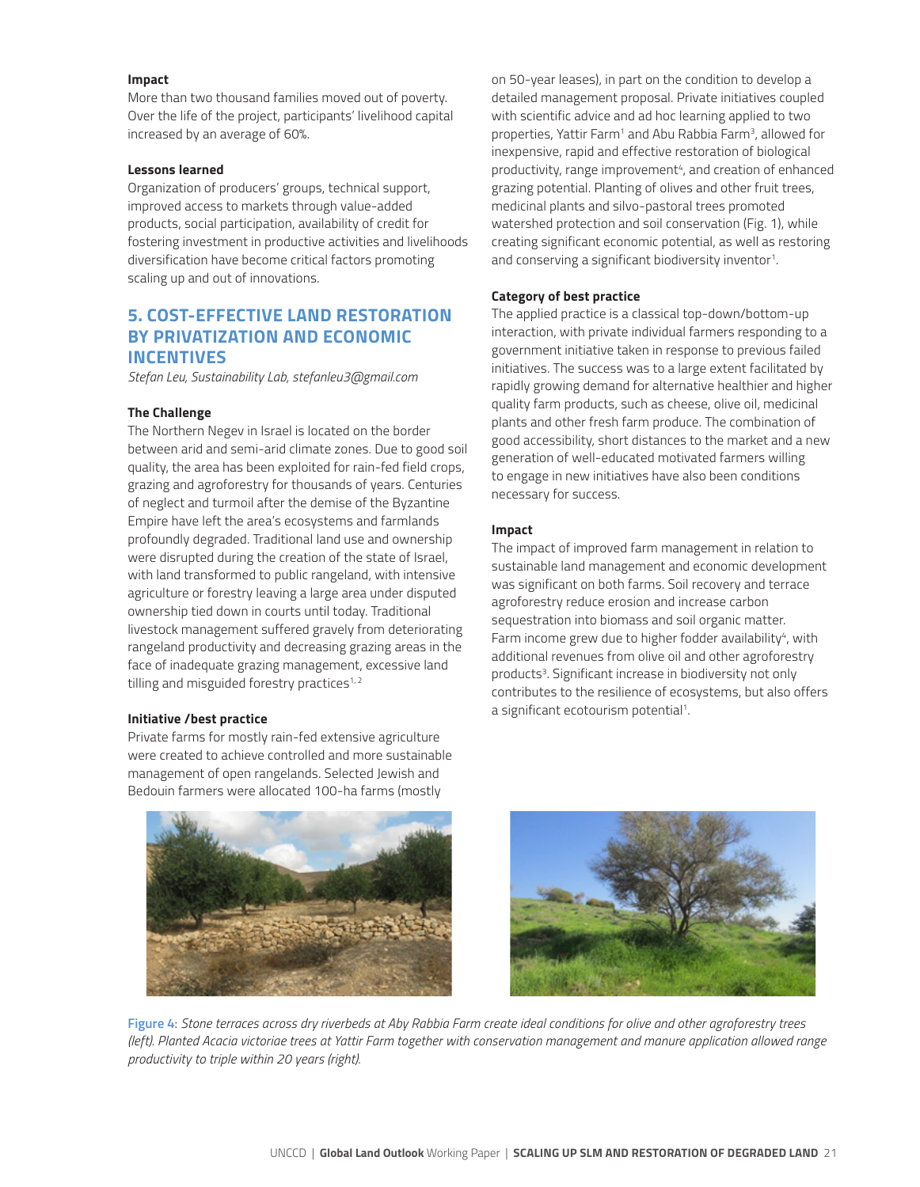**Impact**

More than two thousand families moved out of poverty. Over the life of the project, participants' livelihood capital increased by an average of 60%.

**Lessons learned**

Organization of producers' groups, technical support, improved access to markets through value-added products, social participation, availability of credit for fostering investment in productive activities and livelihoods diversification have become critical factors promoting scaling up and out of innovations.

## 5. COST-EFFECTIVE LAND RESTORATION BY PRIVATIZATION AND ECONOMIC INCENTIVES

*Stefan Leu, Sustainability Lab, stefanleu3@gmail.com*

**The Challenge**

The Northern Negev in Israel is located on the border between arid and semi-arid climate zones. Due to good soil quality, the area has been exploited for rain-fed field crops, grazing and agroforestry for thousands of years. Centuries of neglect and turmoil after the demise of the Byzantine Empire have left the area's ecosystems and farmlands profoundly degraded. Traditional land use and ownership were disrupted during the creation of the state of Israel, with land transformed to public rangeland, with intensive agriculture or forestry leaving a large area under disputed ownership tied down in courts until today. Traditional livestock management suffered gravely from deteriorating rangeland productivity and decreasing grazing areas in the face of inadequate grazing management, excessive land tilling and misguided forestry practices[1, 2]

**Initiative /best practice**

Private farms for mostly rain-fed extensive agriculture were created to achieve controlled and more sustainable management of open rangelands. Selected Jewish and Bedouin farmers were allocated 100-ha farms (mostly on 50-year leases), in part on the condition to develop a detailed management proposal. Private initiatives coupled with scientific advice and ad hoc learning applied to two properties, Yattir Farm[1] and Abu Rabbia Farm[3], allowed for inexpensive, rapid and effective restoration of biological productivity, range improvement[4], and creation of enhanced grazing potential. Planting of olives and other fruit trees, medicinal plants and silvo-pastoral trees promoted watershed protection and soil conservation (Fig. 1), while creating significant economic potential, as well as restoring and conserving a significant biodiversity inventor[1].

**Category of best practice**

The applied practice is a classical top-down/bottom-up interaction, with private individual farmers responding to a government initiative taken in response to previous failed initiatives. The success was to a large extent facilitated by rapidly growing demand for alternative healthier and higher quality farm products, such as cheese, olive oil, medicinal plants and other fresh farm produce. The combination of good accessibility, short distances to the market and a new generation of well-educated motivated farmers willing to engage in new initiatives have also been conditions necessary for success.

**Impact**

The impact of improved farm management in relation to sustainable land management and economic development was significant on both farms. Soil recovery and terrace agroforestry reduce erosion and increase carbon sequestration into biomass and soil organic matter. Farm income grew due to higher fodder availability[4], with additional revenues from olive oil and other agroforestry products[3]. Significant increase in biodiversity not only contributes to the resilience of ecosystems, but also offers a significant ecotourism potential[1].

**Figure 4**: *Stone terraces across dry riverbeds at Aby Rabbia Farm create ideal conditions for olive and other agroforestry trees (left). Planted Acacia victoriae trees at Yattir Farm together with conservation management and manure application allowed range productivity to triple within 20 years (right).*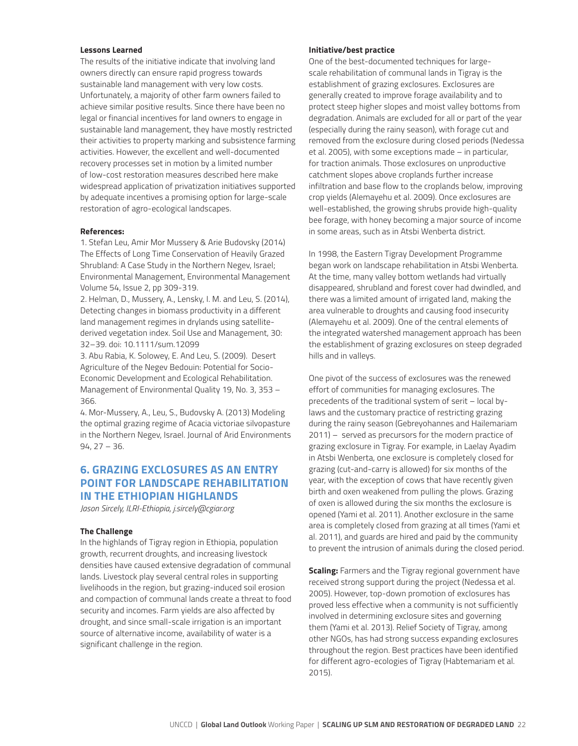**Lessons Learned**

The results of the initiative indicate that involving land owners directly can ensure rapid progress towards sustainable land management with very low costs. Unfortunately, a majority of other farm owners failed to achieve similar positive results. Since there have been no legal or financial incentives for land owners to engage in sustainable land management, they have mostly restricted their activities to property marking and subsistence farming activities. However, the excellent and well-documented recovery processes set in motion by a limited number of low-cost restoration measures described here make widespread application of privatization initiatives supported by adequate incentives a promising option for large-scale restoration of agro-ecological landscapes.

**References:**

1. Stefan Leu, Amir Mor Mussery & Arie Budovsky (2014) The Effects of Long Time Conservation of Heavily Grazed Shrubland: A Case Study in the Northern Negev, Israel; Environmental Management, Environmental Management Volume 54, Issue 2, pp 309-319.
2. Helman, D., Mussery, A., Lensky, I. M. and Leu, S. (2014), Detecting changes in biomass productivity in a different land management regimes in drylands using satellite-derived vegetation index. Soil Use and Management, 30: 32–39. doi: 10.1111/sum.12099
3. Abu Rabia, K. Solowey, E. And Leu, S. (2009). Desert Agriculture of the Negev Bedouin: Potential for Socio-Economic Development and Ecological Rehabilitation. Management of Environmental Quality 19, No. 3, 353 – 366.
4. Mor-Mussery, A., Leu, S., Budovsky A. (2013) Modeling the optimal grazing regime of Acacia victoriae silvopasture in the Northern Negev, Israel. Journal of Arid Environments 94, 27 – 36.

## 6. GRAZING EXCLOSURES AS AN ENTRY POINT FOR LANDSCAPE REHABILITATION IN THE ETHIOPIAN HIGHLANDS

*Jason Sircely, ILRI-Ethiopia, j.sircely@cgiar.org*

**The Challenge**

In the highlands of Tigray region in Ethiopia, population growth, recurrent droughts, and increasing livestock densities have caused extensive degradation of communal lands. Livestock play several central roles in supporting livelihoods in the region, but grazing-induced soil erosion and compaction of communal lands create a threat to food security and incomes. Farm yields are also affected by drought, and since small-scale irrigation is an important source of alternative income, availability of water is a significant challenge in the region.

**Initiative/best practice**

One of the best-documented techniques for large-scale rehabilitation of communal lands in Tigray is the establishment of grazing exclosures. Exclosures are generally created to improve forage availability and to protect steep higher slopes and moist valley bottoms from degradation. Animals are excluded for all or part of the year (especially during the rainy season), with forage cut and removed from the exclosure during closed periods (Nedessa et al. 2005), with some exceptions made – in particular, for traction animals. Those exclosures on unproductive catchment slopes above croplands further increase infiltration and base flow to the croplands below, improving crop yields (Alemayehu et al. 2009). Once exclosures are well-established, the growing shrubs provide high-quality bee forage, with honey becoming a major source of income in some areas, such as in Atsbi Wenberta district.

In 1998, the Eastern Tigray Development Programme began work on landscape rehabilitation in Atsbi Wenberta. At the time, many valley bottom wetlands had virtually disappeared, shrubland and forest cover had dwindled, and there was a limited amount of irrigated land, making the area vulnerable to droughts and causing food insecurity (Alemayehu et al. 2009). One of the central elements of the integrated watershed management approach has been the establishment of grazing exclosures on steep degraded hills and in valleys.

One pivot of the success of exclosures was the renewed effort of communities for managing exclosures. The precedents of the traditional system of serit – local by-laws and the customary practice of restricting grazing during the rainy season (Gebreyohannes and Hailemariam 2011) – served as precursors for the modern practice of grazing exclosure in Tigray. For example, in Laelay Ayadim in Atsbi Wenberta, one exclosure is completely closed for grazing (cut-and-carry is allowed) for six months of the year, with the exception of cows that have recently given birth and oxen weakened from pulling the plows. Grazing of oxen is allowed during the six months the exclosure is opened (Yami et al. 2011). Another exclosure in the same area is completely closed from grazing at all times (Yami et al. 2011), and guards are hired and paid by the community to prevent the intrusion of animals during the closed period.

**Scaling:** Farmers and the Tigray regional government have received strong support during the project (Nedessa et al. 2005). However, top-down promotion of exclosures has proved less effective when a community is not sufficiently involved in determining exclosure sites and governing them (Yami et al. 2013). Relief Society of Tigray, among other NGOs, has had strong success expanding exclosures throughout the region. Best practices have been identified for different agro-ecologies of Tigray (Habtemariam et al. 2015).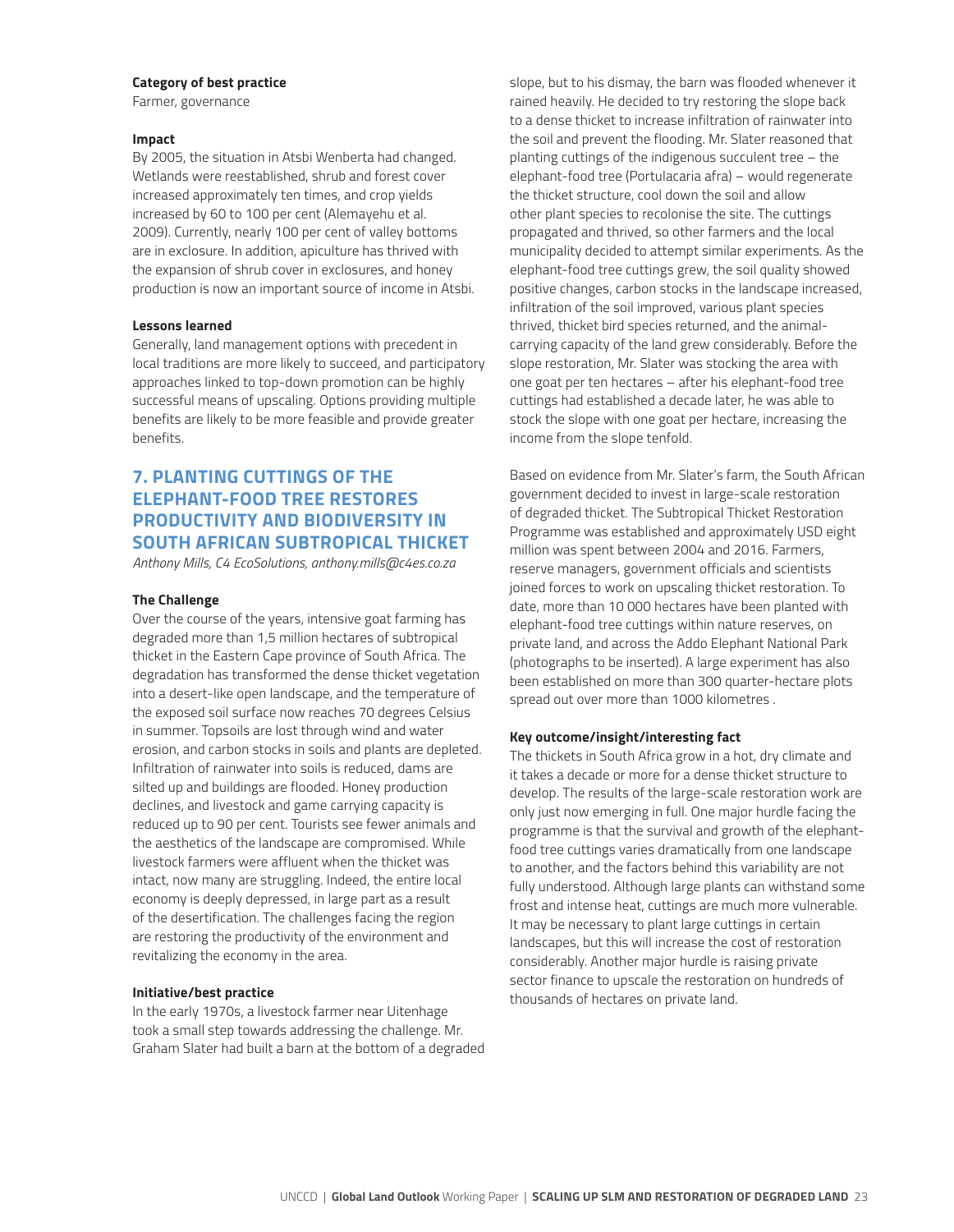**Category of best practice**
Farmer, governance

**Impact**
By 2005, the situation in Atsbi Wenberta had changed. Wetlands were reestablished, shrub and forest cover increased approximately ten times, and crop yields increased by 60 to 100 per cent (Alemayehu et al. 2009). Currently, nearly 100 per cent of valley bottoms are in exclosure. In addition, apiculture has thrived with the expansion of shrub cover in exclosures, and honey production is now an important source of income in Atsbi.

**Lessons learned**
Generally, land management options with precedent in local traditions are more likely to succeed, and participatory approaches linked to top-down promotion can be highly successful means of upscaling. Options providing multiple benefits are likely to be more feasible and provide greater benefits.

## 7. PLANTING CUTTINGS OF THE ELEPHANT-FOOD TREE RESTORES PRODUCTIVITY AND BIODIVERSITY IN SOUTH AFRICAN SUBTROPICAL THICKET

*Anthony Mills, C4 EcoSolutions, anthony.mills@c4es.co.za*

**The Challenge**
Over the course of the years, intensive goat farming has degraded more than 1,5 million hectares of subtropical thicket in the Eastern Cape province of South Africa. The degradation has transformed the dense thicket vegetation into a desert-like open landscape, and the temperature of the exposed soil surface now reaches 70 degrees Celsius in summer. Topsoils are lost through wind and water erosion, and carbon stocks in soils and plants are depleted. Infiltration of rainwater into soils is reduced, dams are silted up and buildings are flooded. Honey production declines, and livestock and game carrying capacity is reduced up to 90 per cent. Tourists see fewer animals and the aesthetics of the landscape are compromised. While livestock farmers were affluent when the thicket was intact, now many are struggling. Indeed, the entire local economy is deeply depressed, in large part as a result of the desertification. The challenges facing the region are restoring the productivity of the environment and revitalizing the economy in the area.

**Initiative/best practice**
In the early 1970s, a livestock farmer near Uitenhage took a small step towards addressing the challenge. Mr. Graham Slater had built a barn at the bottom of a degraded slope, but to his dismay, the barn was flooded whenever it rained heavily. He decided to try restoring the slope back to a dense thicket to increase infiltration of rainwater into the soil and prevent the flooding. Mr. Slater reasoned that planting cuttings of the indigenous succulent tree – the elephant-food tree (Portulacaria afra) – would regenerate the thicket structure, cool down the soil and allow other plant species to recolonise the site. The cuttings propagated and thrived, so other farmers and the local municipality decided to attempt similar experiments. As the elephant-food tree cuttings grew, the soil quality showed positive changes, carbon stocks in the landscape increased, infiltration of the soil improved, various plant species thrived, thicket bird species returned, and the animal-carrying capacity of the land grew considerably. Before the slope restoration, Mr. Slater was stocking the area with one goat per ten hectares – after his elephant-food tree cuttings had established a decade later, he was able to stock the slope with one goat per hectare, increasing the income from the slope tenfold.

Based on evidence from Mr. Slater's farm, the South African government decided to invest in large-scale restoration of degraded thicket. The Subtropical Thicket Restoration Programme was established and approximately USD eight million was spent between 2004 and 2016. Farmers, reserve managers, government officials and scientists joined forces to work on upscaling thicket restoration. To date, more than 10 000 hectares have been planted with elephant-food tree cuttings within nature reserves, on private land, and across the Addo Elephant National Park (photographs to be inserted). A large experiment has also been established on more than 300 quarter-hectare plots spread out over more than 1000 kilometres .

**Key outcome/insight/interesting fact**
The thickets in South Africa grow in a hot, dry climate and it takes a decade or more for a dense thicket structure to develop. The results of the large-scale restoration work are only just now emerging in full. One major hurdle facing the programme is that the survival and growth of the elephant-food tree cuttings varies dramatically from one landscape to another, and the factors behind this variability are not fully understood. Although large plants can withstand some frost and intense heat, cuttings are much more vulnerable. It may be necessary to plant large cuttings in certain landscapes, but this will increase the cost of restoration considerably. Another major hurdle is raising private sector finance to upscale the restoration on hundreds of thousands of hectares on private land.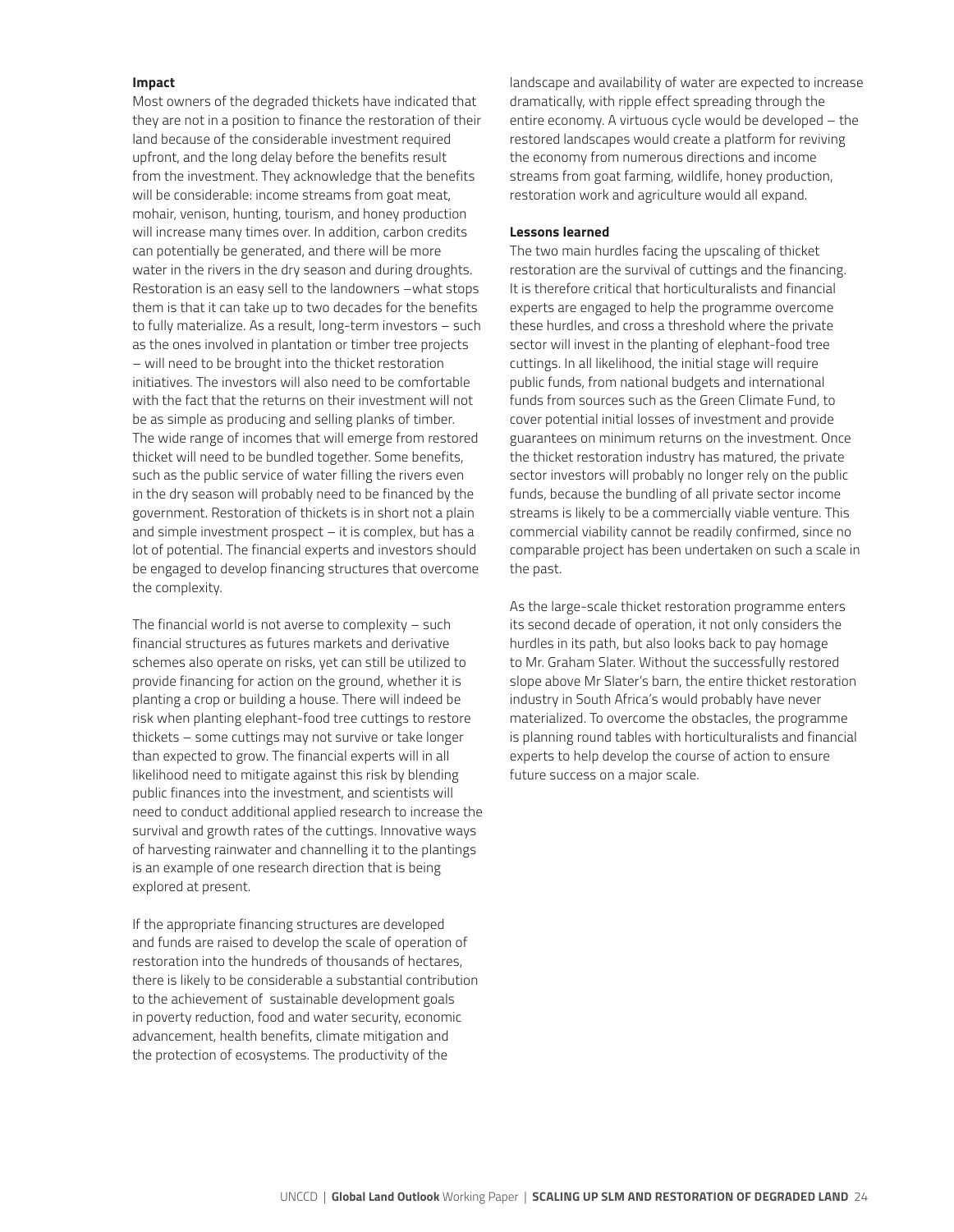**Impact**

Most owners of the degraded thickets have indicated that they are not in a position to finance the restoration of their land because of the considerable investment required upfront, and the long delay before the benefits result from the investment. They acknowledge that the benefits will be considerable: income streams from goat meat, mohair, venison, hunting, tourism, and honey production will increase many times over. In addition, carbon credits can potentially be generated, and there will be more water in the rivers in the dry season and during droughts. Restoration is an easy sell to the landowners –what stops them is that it can take up to two decades for the benefits to fully materialize. As a result, long-term investors – such as the ones involved in plantation or timber tree projects – will need to be brought into the thicket restoration initiatives. The investors will also need to be comfortable with the fact that the returns on their investment will not be as simple as producing and selling planks of timber. The wide range of incomes that will emerge from restored thicket will need to be bundled together. Some benefits, such as the public service of water filling the rivers even in the dry season will probably need to be financed by the government. Restoration of thickets is in short not a plain and simple investment prospect – it is complex, but has a lot of potential. The financial experts and investors should be engaged to develop financing structures that overcome the complexity.

The financial world is not averse to complexity – such financial structures as futures markets and derivative schemes also operate on risks, yet can still be utilized to provide financing for action on the ground, whether it is planting a crop or building a house. There will indeed be risk when planting elephant-food tree cuttings to restore thickets – some cuttings may not survive or take longer than expected to grow. The financial experts will in all likelihood need to mitigate against this risk by blending public finances into the investment, and scientists will need to conduct additional applied research to increase the survival and growth rates of the cuttings. Innovative ways of harvesting rainwater and channelling it to the plantings is an example of one research direction that is being explored at present.

If the appropriate financing structures are developed and funds are raised to develop the scale of operation of restoration into the hundreds of thousands of hectares, there is likely to be considerable a substantial contribution to the achievement of  sustainable development goals in poverty reduction, food and water security, economic advancement, health benefits, climate mitigation and the protection of ecosystems. The productivity of the landscape and availability of water are expected to increase dramatically, with ripple effect spreading through the entire economy. A virtuous cycle would be developed – the restored landscapes would create a platform for reviving the economy from numerous directions and income streams from goat farming, wildlife, honey production, restoration work and agriculture would all expand.

**Lessons learned**

The two main hurdles facing the upscaling of thicket restoration are the survival of cuttings and the financing. It is therefore critical that horticulturalists and financial experts are engaged to help the programme overcome these hurdles, and cross a threshold where the private sector will invest in the planting of elephant-food tree cuttings. In all likelihood, the initial stage will require public funds, from national budgets and international funds from sources such as the Green Climate Fund, to cover potential initial losses of investment and provide guarantees on minimum returns on the investment. Once the thicket restoration industry has matured, the private sector investors will probably no longer rely on the public funds, because the bundling of all private sector income streams is likely to be a commercially viable venture. This commercial viability cannot be readily confirmed, since no comparable project has been undertaken on such a scale in the past.

As the large-scale thicket restoration programme enters its second decade of operation, it not only considers the hurdles in its path, but also looks back to pay homage to Mr. Graham Slater. Without the successfully restored slope above Mr Slater's barn, the entire thicket restoration industry in South Africa's would probably have never materialized. To overcome the obstacles, the programme is planning round tables with horticulturalists and financial experts to help develop the course of action to ensure future success on a major scale.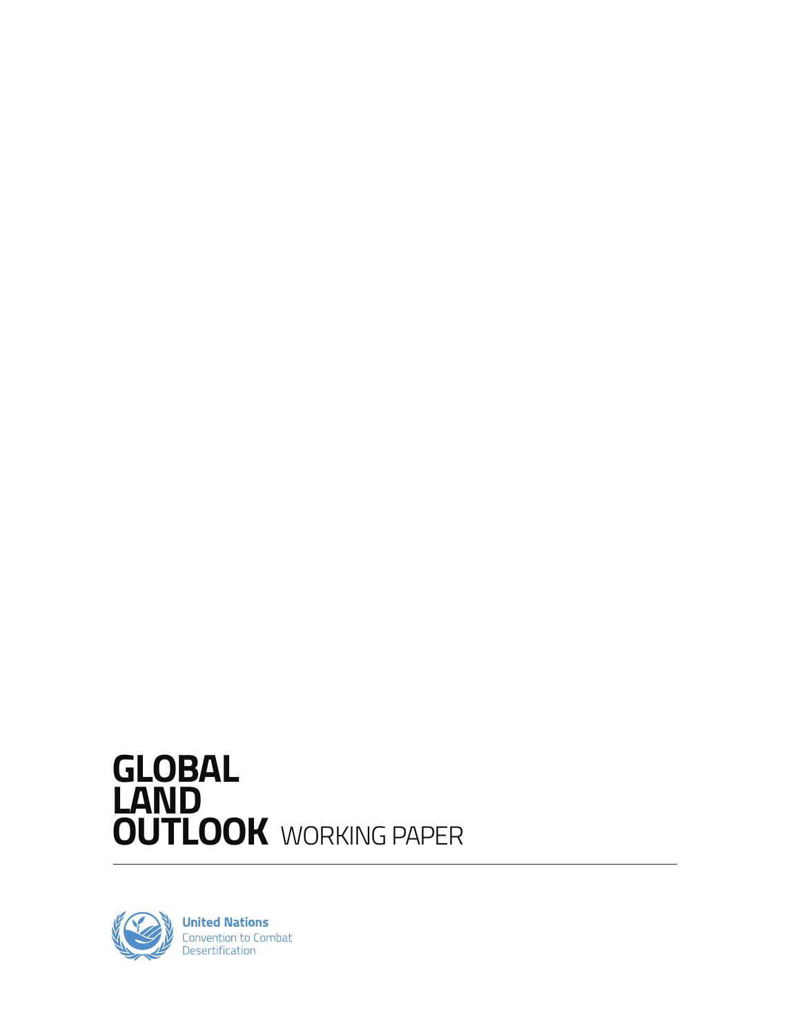# GLOBAL LAND OUTLOOK WORKING PAPER

**United Nations**
Convention to Combat
Desertification